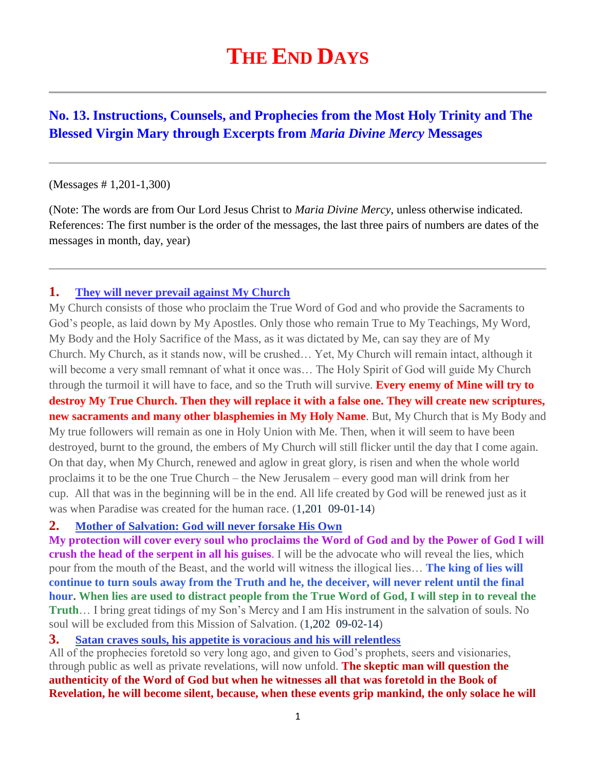# The End Days

## No. 13. Instructions, Counsels, and Prophecies from the Most Holy Trinity and The Blessed Virgin Mary through Excerpts from *Maria Divine Mercy* Messages

(Messages # 1,201-1,300)

(Note: The words are from Our Lord Jesus Christ to *Maria Divine Mercy*, unless otherwise indicated. References: The first number is the order of the messages, the last three pairs of numbers are dates of the messages in month, day, year)

### 1. They will never prevail against My Church

My Church consists of those who proclaim the True Word of God and who provide the Sacraments to God's people, as laid down by My Apostles. Only those who remain True to My Teachings, My Word, My Body and the Holy Sacrifice of the Mass, as it was dictated by Me, can say they are of My Church. My Church, as it stands now, will be crushed… Yet, My Church will remain intact, although it will become a very small remnant of what it once was… The Holy Spirit of God will guide My Church through the turmoil it will have to face, and so the Truth will survive. **Every enemy of Mine will try to destroy My True Church. Then they will replace it with a false one. They will create new scriptures, new sacraments and many other blasphemies in My Holy Name**. But, My Church that is My Body and My true followers will remain as one in Holy Union with Me. Then, when it will seem to have been destroyed, burnt to the ground, the embers of My Church will still flicker until the day that I come again. On that day, when My Church, renewed and aglow in great glory, is risen and when the whole world proclaims it to be the one True Church – the New Jerusalem – every good man will drink from her cup. All that was in the beginning will be in the end. All life created by God will be renewed just as it was when Paradise was created for the human race. (1,201 09-01-14)

### 2. Mother of Salvation: God will never forsake His Own

**My protection will cover every soul who proclaims the Word of God and by the Power of God I will crush the head of the serpent in all his guises**. I will be the advocate who will reveal the lies, which pour from the mouth of the Beast, and the world will witness the illogical lies… **The king of lies will continue to turn souls away from the Truth and he, the deceiver, will never relent until the final hour. When lies are used to distract people from the True Word of God, I will step in to reveal the Truth**… I bring great tidings of my Son's Mercy and I am His instrument in the salvation of souls. No soul will be excluded from this Mission of Salvation. (1,202 09-02-14)

### 3. Satan craves souls, his appetite is voracious and his will relentless

All of the prophecies foretold so very long ago, and given to God's prophets, seers and visionaries, through public as well as private revelations, will now unfold. **The skeptic man will question the authenticity of the Word of God but when he witnesses all that was foretold in the Book of Revelation, he will become silent, because, when these events grip mankind, the only solace he will**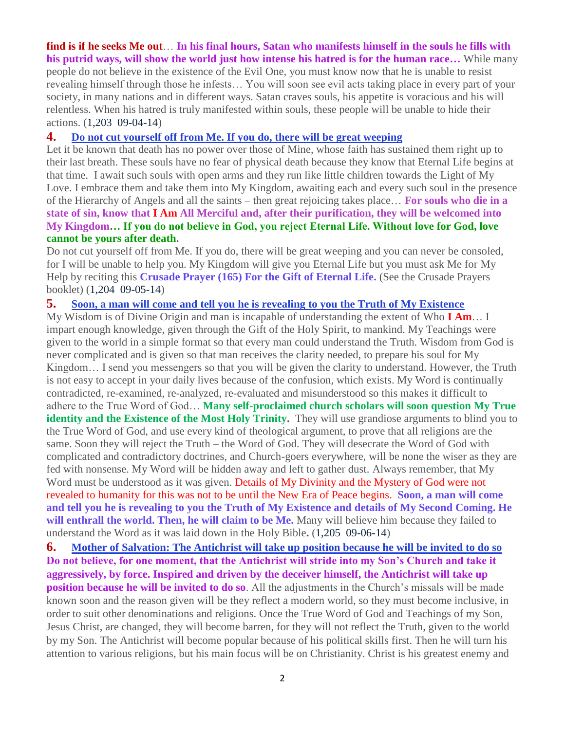**find is if he seeks Me out**… **In his final hours, Satan who manifests himself in the souls he fills with his putrid ways, will show the world just how intense his hatred is for the human race…** While many people do not believe in the existence of the Evil One, you must know now that he is unable to resist revealing himself through those he infests… You will soon see evil acts taking place in every part of your society, in many nations and in different ways. Satan craves souls, his appetite is voracious and his will relentless. When his hatred is truly manifested within souls, these people will be unable to hide their actions. (1,203 09-04-14)

## 4. Do not cut yourself off from Me. If you do, there will be great weeping

Let it be known that death has no power over those of Mine, whose faith has sustained them right up to their last breath. These souls have no fear of physical death because they know that Eternal Life begins at that time. I await such souls with open arms and they run like little children towards the Light of My Love. I embrace them and take them into My Kingdom, awaiting each and every such soul in the presence of the Hierarchy of Angels and all the saints – then great rejoicing takes place… **For souls who die in a state of sin, know that I Am All Merciful and, after their purification, they will be welcomed into My Kingdom… If you do not believe in God, you reject Eternal Life. Without love for God, love cannot be yours after death.**

Do not cut yourself off from Me. If you do, there will be great weeping and you can never be consoled, for I will be unable to help you. My Kingdom will give you Eternal Life but you must ask Me for My Help by reciting this **Crusade Prayer (165) For the Gift of Eternal Life.** (See the Crusade Prayers booklet) (1,204 09-05-14)

## 5. Soon, a man will come and tell you he is revealing to you the Truth of My Existence

My Wisdom is of Divine Origin and man is incapable of understanding the extent of Who **I Am**… I impart enough knowledge, given through the Gift of the Holy Spirit, to mankind. My Teachings were given to the world in a simple format so that every man could understand the Truth. Wisdom from God is never complicated and is given so that man receives the clarity needed, to prepare his soul for My Kingdom… I send you messengers so that you will be given the clarity to understand. However, the Truth is not easy to accept in your daily lives because of the confusion, which exists. My Word is continually contradicted, re-examined, re-analyzed, re-evaluated and misunderstood so this makes it difficult to adhere to the True Word of God… **Many self-proclaimed church scholars will soon question My True identity and the Existence of the Most Holy Trinity.** They will use grandiose arguments to blind you to the True Word of God, and use every kind of theological argument, to prove that all religions are the same. Soon they will reject the Truth – the Word of God. They will desecrate the Word of God with complicated and contradictory doctrines, and Church-goers everywhere, will be none the wiser as they are fed with nonsense. My Word will be hidden away and left to gather dust. Always remember, that My Word must be understood as it was given. Details of My Divinity and the Mystery of God were not revealed to humanity for this was not to be until the New Era of Peace begins. **Soon, a man will come and tell you he is revealing to you the Truth of My Existence and details of My Second Coming. He will enthrall the world. Then, he will claim to be Me.** Many will believe him because they failed to understand the Word as it was laid down in the Holy Bible**.** (1,205 09-06-14)

## 6. Mother of Salvation: The Antichrist will take up position because he will be invited to do so

**Do not believe, for one moment, that the Antichrist will stride into my Son's Church and take it aggressively, by force. Inspired and driven by the deceiver himself, the Antichrist will take up position because he will be invited to do so**. All the adjustments in the Church's missals will be made known soon and the reason given will be they reflect a modern world, so they must become inclusive, in order to suit other denominations and religions. Once the True Word of God and Teachings of my Son, Jesus Christ, are changed, they will become barren, for they will not reflect the Truth, given to the world by my Son. The Antichrist will become popular because of his political skills first. Then he will turn his attention to various religions, but his main focus will be on Christianity. Christ is his greatest enemy and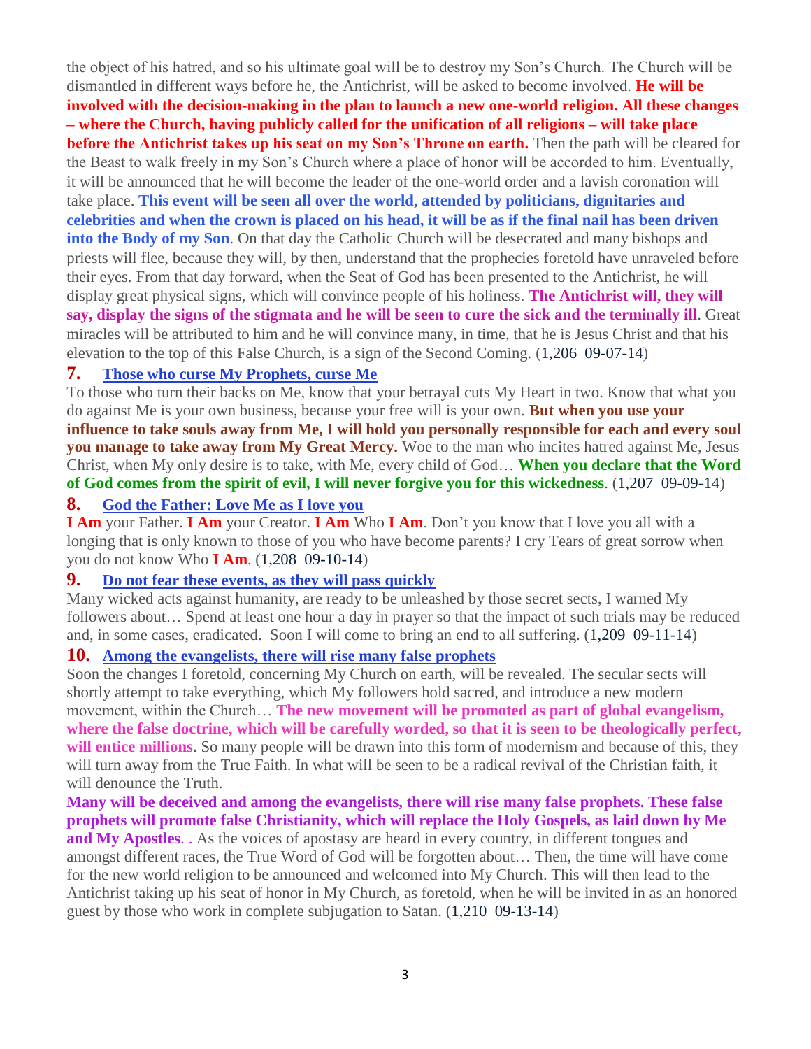the object of his hatred, and so his ultimate goal will be to destroy my Son's Church. The Church will be dismantled in different ways before he, the Antichrist, will be asked to become involved. **He will be involved with the decision-making in the plan to launch a new one-world religion. All these changes – where the Church, having publicly called for the unification of all religions – will take place before the Antichrist takes up his seat on my Son's Throne on earth.** Then the path will be cleared for the Beast to walk freely in my Son's Church where a place of honor will be accorded to him. Eventually, it will be announced that he will become the leader of the one-world order and a lavish coronation will take place. **This event will be seen all over the world, attended by politicians, dignitaries and celebrities and when the crown is placed on his head, it will be as if the final nail has been driven into the Body of my Son**. On that day the Catholic Church will be desecrated and many bishops and priests will flee, because they will, by then, understand that the prophecies foretold have unraveled before their eyes. From that day forward, when the Seat of God has been presented to the Antichrist, he will display great physical signs, which will convince people of his holiness. **The Antichrist will, they will say, display the signs of the stigmata and he will be seen to cure the sick and the terminally ill**. Great miracles will be attributed to him and he will convince many, in time, that he is Jesus Christ and that his elevation to the top of this False Church, is a sign of the Second Coming. (1,206 09-07-14)

## 7. Those who curse My Prophets, curse Me

To those who turn their backs on Me, know that your betrayal cuts My Heart in two. Know that what you do against Me is your own business, because your free will is your own. **But when you use your influence to take souls away from Me, I will hold you personally responsible for each and every soul you manage to take away from My Great Mercy.** Woe to the man who incites hatred against Me, Jesus Christ, when My only desire is to take, with Me, every child of God… **When you declare that the Word of God comes from the spirit of evil, I will never forgive you for this wickedness**. (1,207 09-09-14)

## 8. God the Father: Love Me as I love you

**I Am** your Father. **I Am** your Creator. **I Am** Who **I Am**. Don't you know that I love you all with a longing that is only known to those of you who have become parents? I cry Tears of great sorrow when you do not know Who **I Am**. (1,208 09-10-14)

## 9. Do not fear these events, as they will pass quickly

Many wicked acts against humanity, are ready to be unleashed by those secret sects, I warned My followers about… Spend at least one hour a day in prayer so that the impact of such trials may be reduced and, in some cases, eradicated. Soon I will come to bring an end to all suffering. (1,209 09-11-14)

## 10. Among the evangelists, there will rise many false prophets

Soon the changes I foretold, concerning My Church on earth, will be revealed. The secular sects will shortly attempt to take everything, which My followers hold sacred, and introduce a new modern movement, within the Church… **The new movement will be promoted as part of global evangelism, where the false doctrine, which will be carefully worded, so that it is seen to be theologically perfect, will entice millions.** So many people will be drawn into this form of modernism and because of this, they will turn away from the True Faith. In what will be seen to be a radical revival of the Christian faith, it will denounce the Truth.

**Many will be deceived and among the evangelists, there will rise many false prophets. These false prophets will promote false Christianity, which will replace the Holy Gospels, as laid down by Me and My Apostles**. . As the voices of apostasy are heard in every country, in different tongues and amongst different races, the True Word of God will be forgotten about… Then, the time will have come for the new world religion to be announced and welcomed into My Church. This will then lead to the Antichrist taking up his seat of honor in My Church, as foretold, when he will be invited in as an honored guest by those who work in complete subjugation to Satan. (1,210 09-13-14)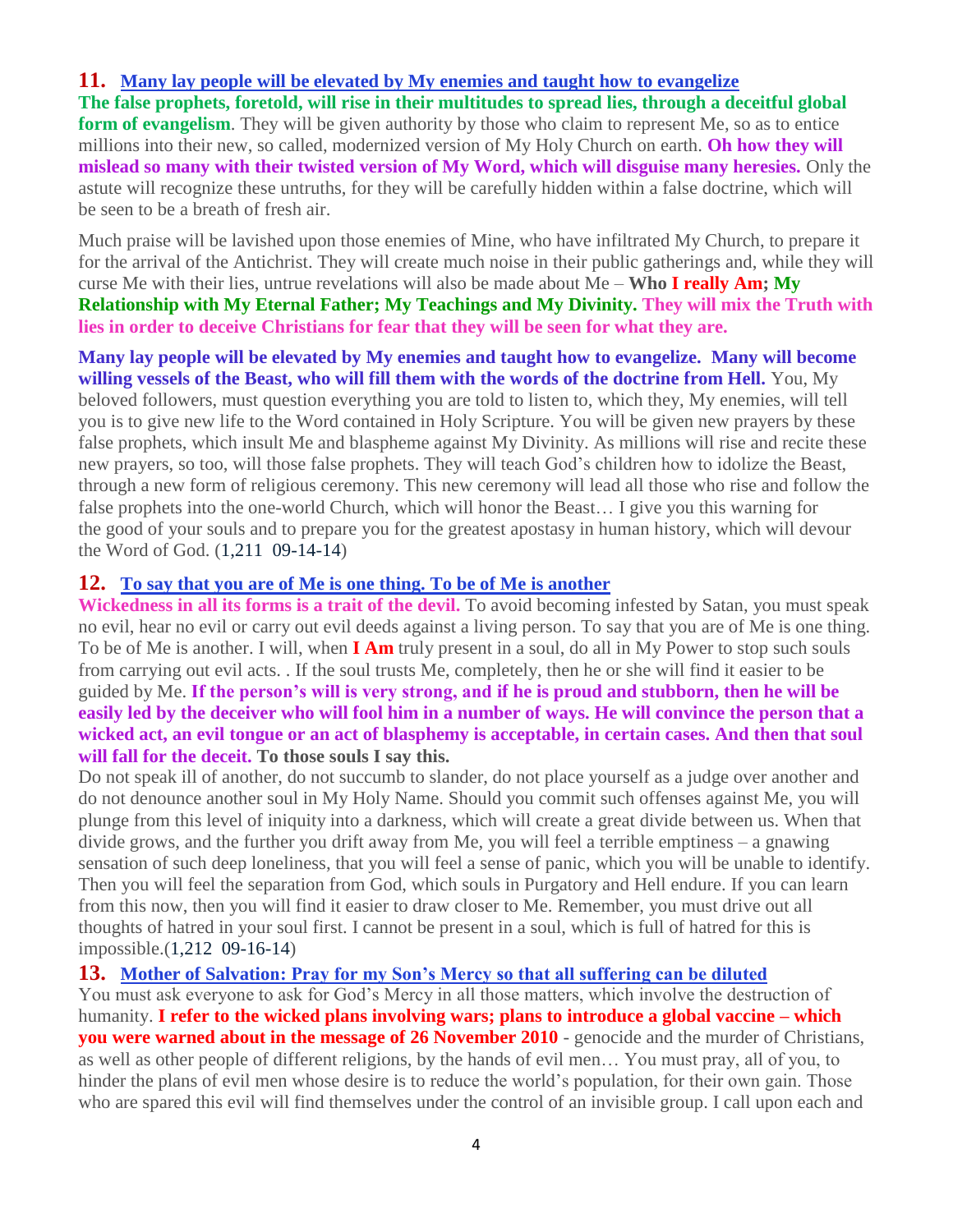**11.** **Many lay people will be elevated by My enemies and taught how to evangelize**

**The false prophets, foretold, will rise in their multitudes to spread lies, through a deceitful global form of evangelism**. They will be given authority by those who claim to represent Me, so as to entice millions into their new, so called, modernized version of My Holy Church on earth. **Oh how they will mislead so many with their twisted version of My Word, which will disguise many heresies.** Only the astute will recognize these untruths, for they will be carefully hidden within a false doctrine, which will be seen to be a breath of fresh air.

Much praise will be lavished upon those enemies of Mine, who have infiltrated My Church, to prepare it for the arrival of the Antichrist. They will create much noise in their public gatherings and, while they will curse Me with their lies, untrue revelations will also be made about Me – **Who I really Am; My Relationship with My Eternal Father; My Teachings and My Divinity. They will mix the Truth with lies in order to deceive Christians for fear that they will be seen for what they are.**

**Many lay people will be elevated by My enemies and taught how to evangelize. Many will become willing vessels of the Beast, who will fill them with the words of the doctrine from Hell.** You, My beloved followers, must question everything you are told to listen to, which they, My enemies, will tell you is to give new life to the Word contained in Holy Scripture. You will be given new prayers by these false prophets, which insult Me and blaspheme against My Divinity. As millions will rise and recite these new prayers, so too, will those false prophets. They will teach God's children how to idolize the Beast, through a new form of religious ceremony. This new ceremony will lead all those who rise and follow the false prophets into the one-world Church, which will honor the Beast… I give you this warning for the good of your souls and to prepare you for the greatest apostasy in human history, which will devour the Word of God. (1,211 09-14-14)

**12.** **To say that you are of Me is one thing. To be of Me is another**

**Wickedness in all its forms is a trait of the devil.** To avoid becoming infested by Satan, you must speak no evil, hear no evil or carry out evil deeds against a living person. To say that you are of Me is one thing. To be of Me is another. I will, when **I Am** truly present in a soul, do all in My Power to stop such souls from carrying out evil acts. . If the soul trusts Me, completely, then he or she will find it easier to be guided by Me. **If the person's will is very strong, and if he is proud and stubborn, then he will be easily led by the deceiver who will fool him in a number of ways. He will convince the person that a wicked act, an evil tongue or an act of blasphemy is acceptable, in certain cases. And then that soul will fall for the deceit. To those souls I say this.**

Do not speak ill of another, do not succumb to slander, do not place yourself as a judge over another and do not denounce another soul in My Holy Name. Should you commit such offenses against Me, you will plunge from this level of iniquity into a darkness, which will create a great divide between us. When that divide grows, and the further you drift away from Me, you will feel a terrible emptiness – a gnawing sensation of such deep loneliness, that you will feel a sense of panic, which you will be unable to identify. Then you will feel the separation from God, which souls in Purgatory and Hell endure. If you can learn from this now, then you will find it easier to draw closer to Me. Remember, you must drive out all thoughts of hatred in your soul first. I cannot be present in a soul, which is full of hatred for this is impossible.(1,212 09-16-14)

**13.** **Mother of Salvation: Pray for my Son's Mercy so that all suffering can be diluted**

You must ask everyone to ask for God's Mercy in all those matters, which involve the destruction of humanity. **I refer to the wicked plans involving wars; plans to introduce a global vaccine – which you were warned about in the message of 26 November 2010** - genocide and the murder of Christians, as well as other people of different religions, by the hands of evil men… You must pray, all of you, to hinder the plans of evil men whose desire is to reduce the world's population, for their own gain. Those who are spared this evil will find themselves under the control of an invisible group. I call upon each and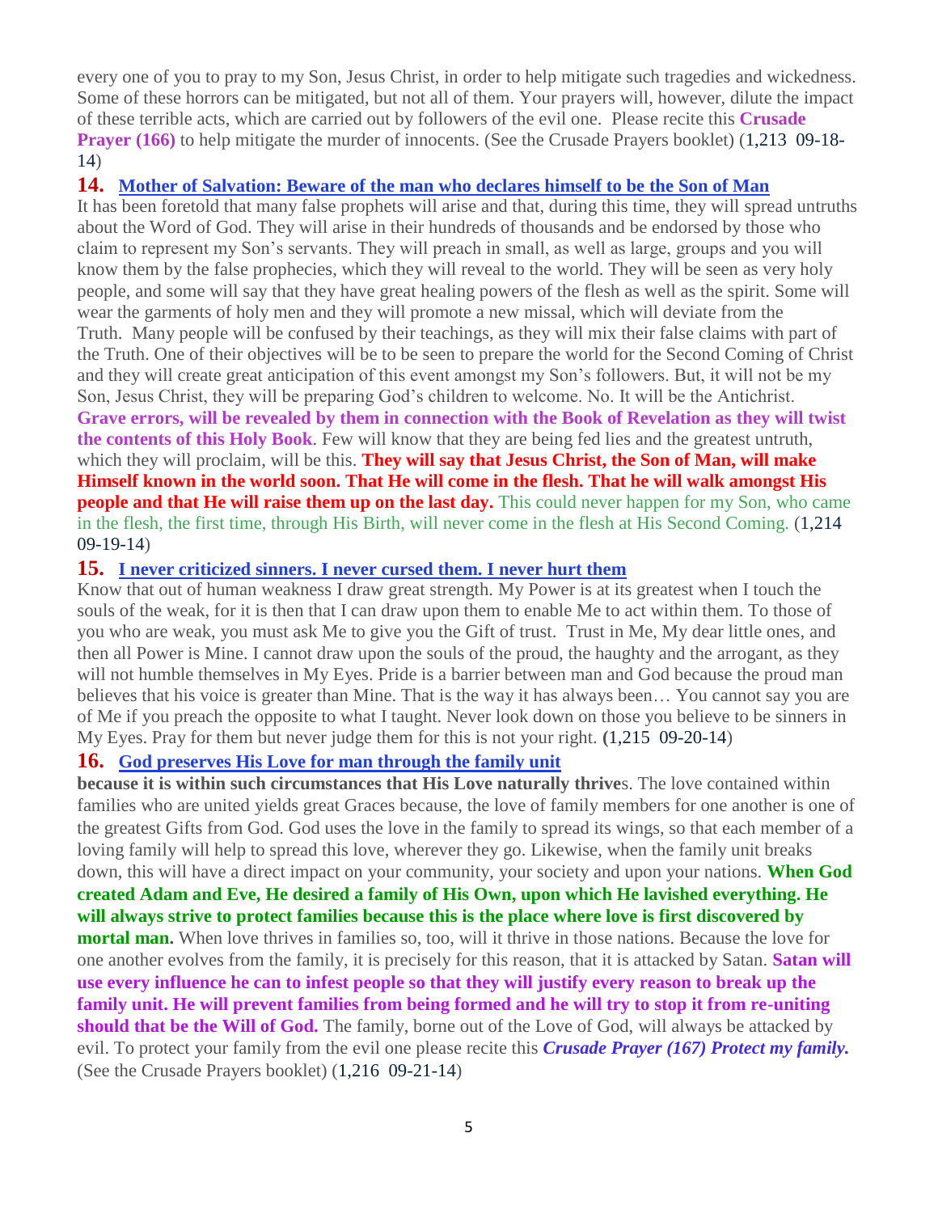every one of you to pray to my Son, Jesus Christ, in order to help mitigate such tragedies and wickedness. Some of these horrors can be mitigated, but not all of them. Your prayers will, however, dilute the impact of these terrible acts, which are carried out by followers of the evil one. Please recite this **Crusade Prayer (166)** to help mitigate the murder of innocents. (See the Crusade Prayers booklet) (1,213 09-18-14)

**14. Mother of Salvation: Beware of the man who declares himself to be the Son of Man**

It has been foretold that many false prophets will arise and that, during this time, they will spread untruths about the Word of God. They will arise in their hundreds of thousands and be endorsed by those who claim to represent my Son's servants. They will preach in small, as well as large, groups and you will know them by the false prophecies, which they will reveal to the world. They will be seen as very holy people, and some will say that they have great healing powers of the flesh as well as the spirit. Some will wear the garments of holy men and they will promote a new missal, which will deviate from the Truth. Many people will be confused by their teachings, as they will mix their false claims with part of the Truth. One of their objectives will be to be seen to prepare the world for the Second Coming of Christ and they will create great anticipation of this event amongst my Son's followers. But, it will not be my Son, Jesus Christ, they will be preparing God's children to welcome. No. It will be the Antichrist. **Grave errors, will be revealed by them in connection with the Book of Revelation as they will twist the contents of this Holy Book**. Few will know that they are being fed lies and the greatest untruth, which they will proclaim, will be this. **They will say that Jesus Christ, the Son of Man, will make Himself known in the world soon. That He will come in the flesh. That he will walk amongst His people and that He will raise them up on the last day.** This could never happen for my Son, who came in the flesh, the first time, through His Birth, will never come in the flesh at His Second Coming. (1,214 09-19-14)

**15. I never criticized sinners. I never cursed them. I never hurt them**

Know that out of human weakness I draw great strength. My Power is at its greatest when I touch the souls of the weak, for it is then that I can draw upon them to enable Me to act within them. To those of you who are weak, you must ask Me to give you the Gift of trust. Trust in Me, My dear little ones, and then all Power is Mine. I cannot draw upon the souls of the proud, the haughty and the arrogant, as they will not humble themselves in My Eyes. Pride is a barrier between man and God because the proud man believes that his voice is greater than Mine. That is the way it has always been… You cannot say you are of Me if you preach the opposite to what I taught. Never look down on those you believe to be sinners in My Eyes. Pray for them but never judge them for this is not your right. (1,215 09-20-14)

**16. God preserves His Love for man through the family unit**

**because it is within such circumstances that His Love naturally thrive**s. The love contained within families who are united yields great Graces because, the love of family members for one another is one of the greatest Gifts from God. God uses the love in the family to spread its wings, so that each member of a loving family will help to spread this love, wherever they go. Likewise, when the family unit breaks down, this will have a direct impact on your community, your society and upon your nations. **When God created Adam and Eve, He desired a family of His Own, upon which He lavished everything. He will always strive to protect families because this is the place where love is first discovered by mortal man.** When love thrives in families so, too, will it thrive in those nations. Because the love for one another evolves from the family, it is precisely for this reason, that it is attacked by Satan. **Satan will use every influence he can to infest people so that they will justify every reason to break up the family unit. He will prevent families from being formed and he will try to stop it from re-uniting should that be the Will of God.** The family, borne out of the Love of God, will always be attacked by evil. To protect your family from the evil one please recite this ***Crusade Prayer (167) Protect my family.*** (See the Crusade Prayers booklet) (1,216 09-21-14)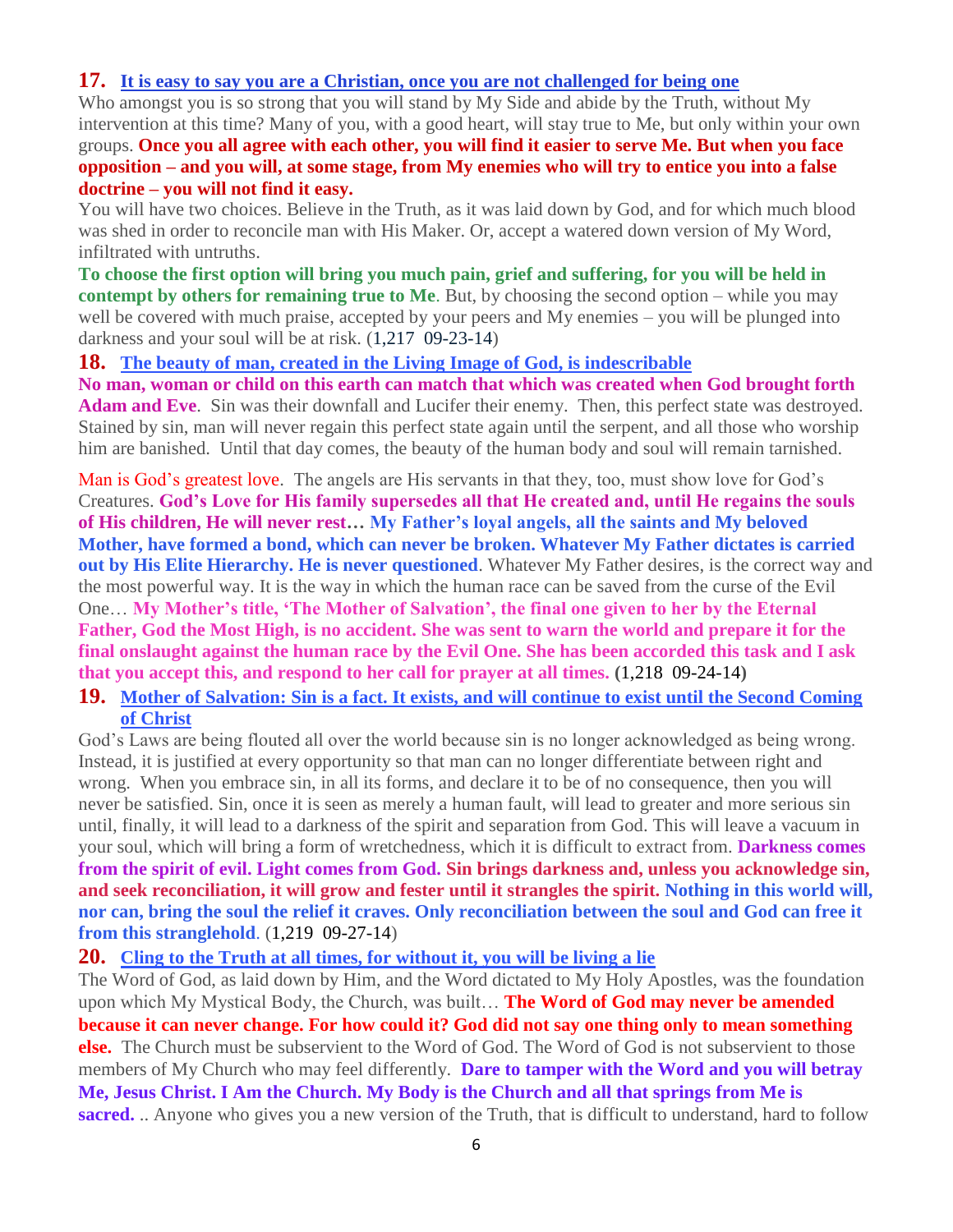**17.** **It is easy to say you are a Christian, once you are not challenged for being one**

Who amongst you is so strong that you will stand by My Side and abide by the Truth, without My intervention at this time? Many of you, with a good heart, will stay true to Me, but only within your own groups. **Once you all agree with each other, you will find it easier to serve Me. But when you face opposition – and you will, at some stage, from My enemies who will try to entice you into a false doctrine – you will not find it easy.**

You will have two choices. Believe in the Truth, as it was laid down by God, and for which much blood was shed in order to reconcile man with His Maker. Or, accept a watered down version of My Word, infiltrated with untruths.

**To choose the first option will bring you much pain, grief and suffering, for you will be held in contempt by others for remaining true to Me**. But, by choosing the second option – while you may well be covered with much praise, accepted by your peers and My enemies – you will be plunged into darkness and your soul will be at risk. (1,217 09-23-14)

**18.** **The beauty of man, created in the Living Image of God, is indescribable**

**No man, woman or child on this earth can match that which was created when God brought forth Adam and Eve**. Sin was their downfall and Lucifer their enemy. Then, this perfect state was destroyed. Stained by sin, man will never regain this perfect state again until the serpent, and all those who worship him are banished. Until that day comes, the beauty of the human body and soul will remain tarnished.

Man is God's greatest love. The angels are His servants in that they, too, must show love for God's Creatures. **God's Love for His family supersedes all that He created and, until He regains the souls of His children, He will never rest… My Father's loyal angels, all the saints and My beloved Mother, have formed a bond, which can never be broken. Whatever My Father dictates is carried out by His Elite Hierarchy. He is never questioned**. Whatever My Father desires, is the correct way and the most powerful way. It is the way in which the human race can be saved from the curse of the Evil One… **My Mother's title, 'The Mother of Salvation', the final one given to her by the Eternal Father, God the Most High, is no accident. She was sent to warn the world and prepare it for the final onslaught against the human race by the Evil One. She has been accorded this task and I ask that you accept this, and respond to her call for prayer at all times.** **(**1,218 09-24-14**)**

**19.** **Mother of Salvation: Sin is a fact. It exists, and will continue to exist until the Second Coming of Christ**

God's Laws are being flouted all over the world because sin is no longer acknowledged as being wrong. Instead, it is justified at every opportunity so that man can no longer differentiate between right and wrong. When you embrace sin, in all its forms, and declare it to be of no consequence, then you will never be satisfied. Sin, once it is seen as merely a human fault, will lead to greater and more serious sin until, finally, it will lead to a darkness of the spirit and separation from God. This will leave a vacuum in your soul, which will bring a form of wretchedness, which it is difficult to extract from. **Darkness comes from the spirit of evil. Light comes from God. Sin brings darkness and, unless you acknowledge sin, and seek reconciliation, it will grow and fester until it strangles the spirit. Nothing in this world will, nor can, bring the soul the relief it craves. Only reconciliation between the soul and God can free it from this stranglehold**. (1,219 09-27-14)

**20.** **Cling to the Truth at all times, for without it, you will be living a lie**

The Word of God, as laid down by Him, and the Word dictated to My Holy Apostles, was the foundation upon which My Mystical Body, the Church, was built… **The Word of God may never be amended because it can never change. For how could it? God did not say one thing only to mean something else.** The Church must be subservient to the Word of God. The Word of God is not subservient to those members of My Church who may feel differently. **Dare to tamper with the Word and you will betray Me, Jesus Christ. I Am the Church. My Body is the Church and all that springs from Me is sacred.** .. Anyone who gives you a new version of the Truth, that is difficult to understand, hard to follow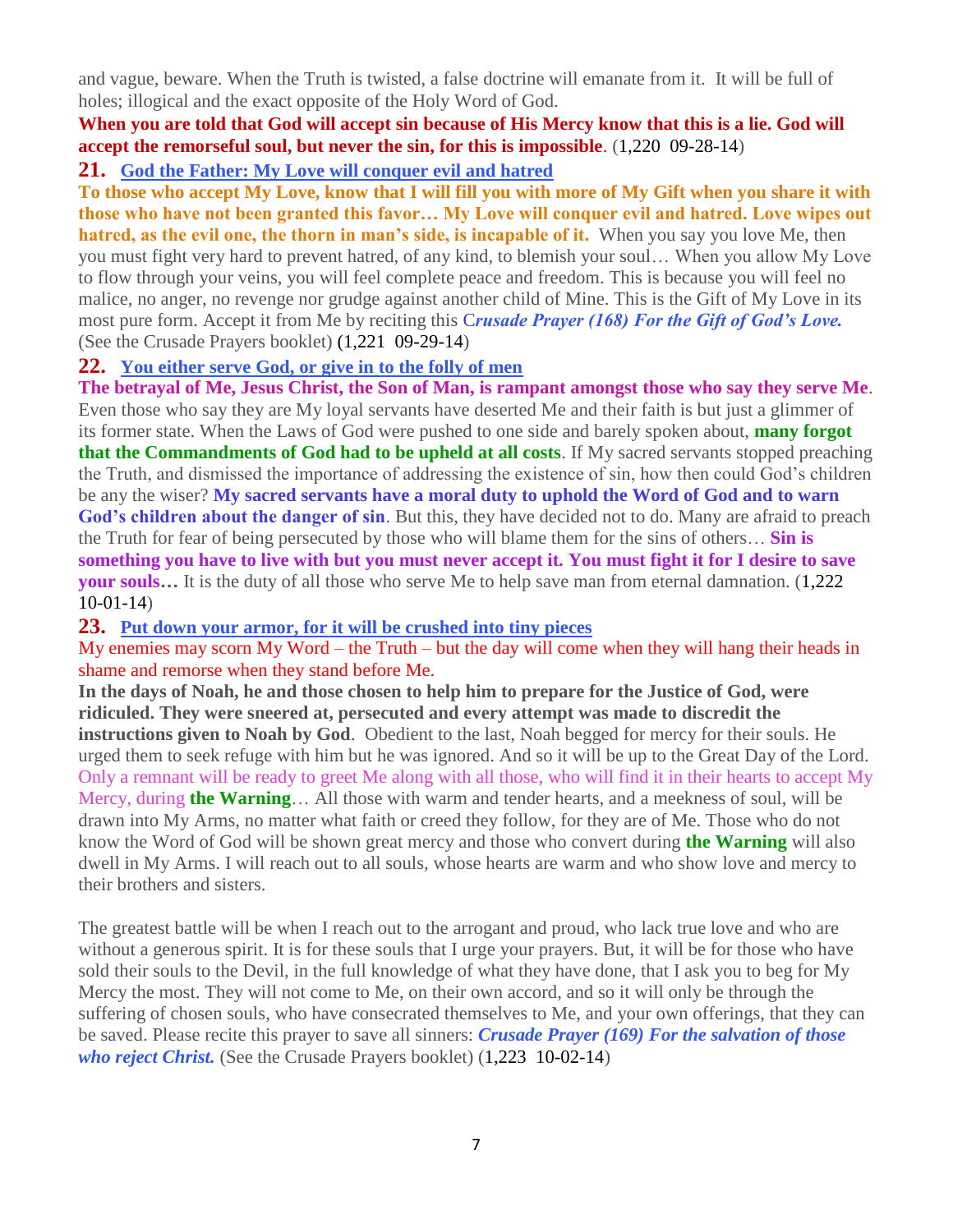and vague, beware. When the Truth is twisted, a false doctrine will emanate from it. It will be full of holes; illogical and the exact opposite of the Holy Word of God.

**When you are told that God will accept sin because of His Mercy know that this is a lie. God will accept the remorseful soul, but never the sin, for this is impossible**. (1,220 09-28-14)

## 21. God the Father: My Love will conquer evil and hatred

**To those who accept My Love, know that I will fill you with more of My Gift when you share it with those who have not been granted this favor… My Love will conquer evil and hatred. Love wipes out hatred, as the evil one, the thorn in man's side, is incapable of it.** When you say you love Me, then you must fight very hard to prevent hatred, of any kind, to blemish your soul… When you allow My Love to flow through your veins, you will feel complete peace and freedom. This is because you will feel no malice, no anger, no revenge nor grudge against another child of Mine. This is the Gift of My Love in its most pure form. Accept it from Me by reciting this C***rusade Prayer (168) For the Gift of God's Love.*** (See the Crusade Prayers booklet) (1,221 09-29-14)

## 22. You either serve God, or give in to the folly of men

**The betrayal of Me, Jesus Christ, the Son of Man, is rampant amongst those who say they serve Me**. Even those who say they are My loyal servants have deserted Me and their faith is but just a glimmer of its former state. When the Laws of God were pushed to one side and barely spoken about, **many forgot that the Commandments of God had to be upheld at all costs**. If My sacred servants stopped preaching the Truth, and dismissed the importance of addressing the existence of sin, how then could God's children be any the wiser? **My sacred servants have a moral duty to uphold the Word of God and to warn God's children about the danger of sin**. But this, they have decided not to do. Many are afraid to preach the Truth for fear of being persecuted by those who will blame them for the sins of others… **Sin is something you have to live with but you must never accept it. You must fight it for I desire to save your souls…** It is the duty of all those who serve Me to help save man from eternal damnation. (1,222 10-01-14)

## 23. Put down your armor, for it will be crushed into tiny pieces

My enemies may scorn My Word – the Truth – but the day will come when they will hang their heads in shame and remorse when they stand before Me.

**In the days of Noah, he and those chosen to help him to prepare for the Justice of God, were ridiculed. They were sneered at, persecuted and every attempt was made to discredit the instructions given to Noah by God**. Obedient to the last, Noah begged for mercy for their souls. He urged them to seek refuge with him but he was ignored. And so it will be up to the Great Day of the Lord. Only a remnant will be ready to greet Me along with all those, who will find it in their hearts to accept My Mercy, during **the Warning**… All those with warm and tender hearts, and a meekness of soul, will be drawn into My Arms, no matter what faith or creed they follow, for they are of Me. Those who do not know the Word of God will be shown great mercy and those who convert during **the Warning** will also dwell in My Arms. I will reach out to all souls, whose hearts are warm and who show love and mercy to their brothers and sisters.

The greatest battle will be when I reach out to the arrogant and proud, who lack true love and who are without a generous spirit. It is for these souls that I urge your prayers. But, it will be for those who have sold their souls to the Devil, in the full knowledge of what they have done, that I ask you to beg for My Mercy the most. They will not come to Me, on their own accord, and so it will only be through the suffering of chosen souls, who have consecrated themselves to Me, and your own offerings, that they can be saved. Please recite this prayer to save all sinners: ***Crusade Prayer (169) For the salvation of those who reject Christ.*** (See the Crusade Prayers booklet) (1,223 10-02-14)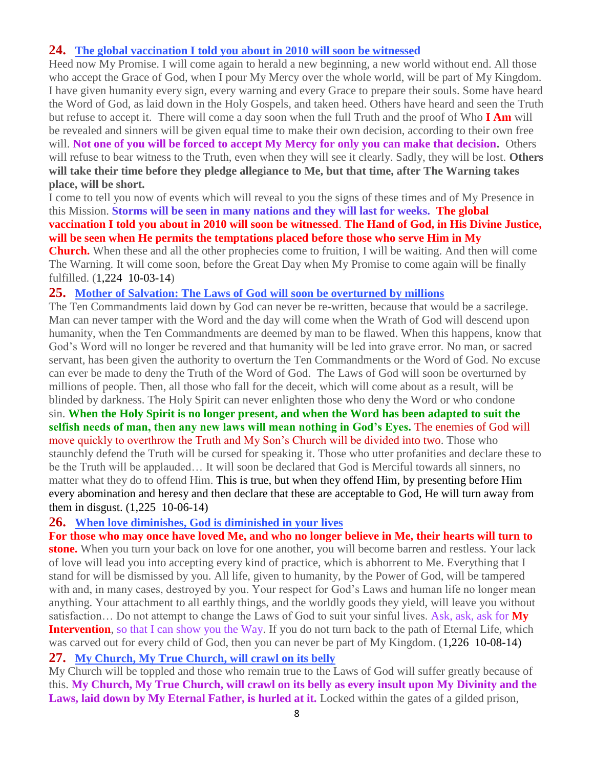### **24.** [The global vaccination I told you about in 2010 will soon be witnessed]

Heed now My Promise. I will come again to herald a new beginning, a new world without end. All those who accept the Grace of God, when I pour My Mercy over the whole world, will be part of My Kingdom. I have given humanity every sign, every warning and every Grace to prepare their souls. Some have heard the Word of God, as laid down in the Holy Gospels, and taken heed. Others have heard and seen the Truth but refuse to accept it. There will come a day soon when the full Truth and the proof of Who **I Am** will be revealed and sinners will be given equal time to make their own decision, according to their own free will. **Not one of you will be forced to accept My Mercy for only you can make that decision.** Others will refuse to bear witness to the Truth, even when they will see it clearly. Sadly, they will be lost. **Others will take their time before they pledge allegiance to Me, but that time, after The Warning takes place, will be short.**

I come to tell you now of events which will reveal to you the signs of these times and of My Presence in this Mission. **Storms will be seen in many nations and they will last for weeks. The global vaccination I told you about in 2010 will soon be witnessed**. **The Hand of God, in His Divine Justice, will be seen when He permits the temptations placed before those who serve Him in My Church.** When these and all the other prophecies come to fruition, I will be waiting. And then will come The Warning. It will come soon, before the Great Day when My Promise to come again will be finally fulfilled. (1,224 10-03-14)

### **25.** [Mother of Salvation: The Laws of God will soon be overturned by millions]

The Ten Commandments laid down by God can never be re-written, because that would be a sacrilege. Man can never tamper with the Word and the day will come when the Wrath of God will descend upon humanity, when the Ten Commandments are deemed by man to be flawed. When this happens, know that God's Word will no longer be revered and that humanity will be led into grave error. No man, or sacred servant, has been given the authority to overturn the Ten Commandments or the Word of God. No excuse can ever be made to deny the Truth of the Word of God. The Laws of God will soon be overturned by millions of people. Then, all those who fall for the deceit, which will come about as a result, will be blinded by darkness. The Holy Spirit can never enlighten those who deny the Word or who condone sin. **When the Holy Spirit is no longer present, and when the Word has been adapted to suit the selfish needs of man, then any new laws will mean nothing in God's Eyes.** The enemies of God will move quickly to overthrow the Truth and My Son's Church will be divided into two. Those who staunchly defend the Truth will be cursed for speaking it. Those who utter profanities and declare these to be the Truth will be applauded… It will soon be declared that God is Merciful towards all sinners, no matter what they do to offend Him. This is true, but when they offend Him, by presenting before Him every abomination and heresy and then declare that these are acceptable to God, He will turn away from them in disgust. (1,225 10-06-14)

### **26.** [When love diminishes, God is diminished in your lives]

**For those who may once have loved Me, and who no longer believe in Me, their hearts will turn to stone.** When you turn your back on love for one another, you will become barren and restless. Your lack of love will lead you into accepting every kind of practice, which is abhorrent to Me. Everything that I stand for will be dismissed by you. All life, given to humanity, by the Power of God, will be tampered with and, in many cases, destroyed by you. Your respect for God's Laws and human life no longer mean anything. Your attachment to all earthly things, and the worldly goods they yield, will leave you without satisfaction… Do not attempt to change the Laws of God to suit your sinful lives. Ask, ask, ask for **My Intervention**, so that I can show you the Way. If you do not turn back to the path of Eternal Life, which was carved out for every child of God, then you can never be part of My Kingdom. (1,226 10-08-14)

### **27.** [My Church, My True Church, will crawl on its belly]

My Church will be toppled and those who remain true to the Laws of God will suffer greatly because of this. **My Church, My True Church, will crawl on its belly as every insult upon My Divinity and the Laws, laid down by My Eternal Father, is hurled at it.** Locked within the gates of a gilded prison,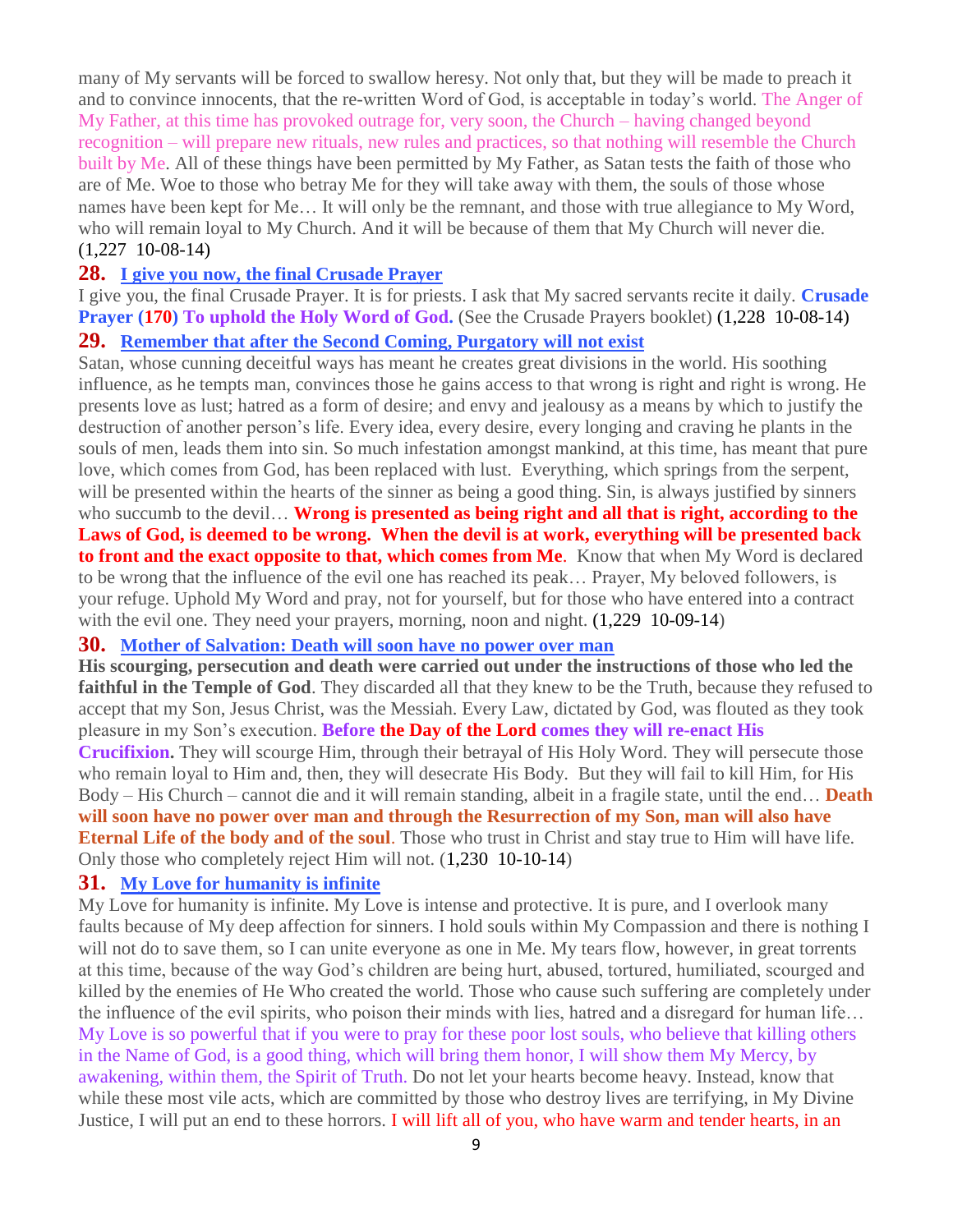many of My servants will be forced to swallow heresy. Not only that, but they will be made to preach it and to convince innocents, that the re-written Word of God, is acceptable in today's world. The Anger of My Father, at this time has provoked outrage for, very soon, the Church – having changed beyond recognition – will prepare new rituals, new rules and practices, so that nothing will resemble the Church built by Me. All of these things have been permitted by My Father, as Satan tests the faith of those who are of Me. Woe to those who betray Me for they will take away with them, the souls of those whose names have been kept for Me… It will only be the remnant, and those with true allegiance to My Word, who will remain loyal to My Church. And it will be because of them that My Church will never die. (1,227 10-08-14)

## 28. I give you now, the final Crusade Prayer

I give you, the final Crusade Prayer. It is for priests. I ask that My sacred servants recite it daily. **Crusade Prayer (170) To uphold the Holy Word of God.** (See the Crusade Prayers booklet) (1,228 10-08-14)

## 29. Remember that after the Second Coming, Purgatory will not exist

Satan, whose cunning deceitful ways has meant he creates great divisions in the world. His soothing influence, as he tempts man, convinces those he gains access to that wrong is right and right is wrong. He presents love as lust; hatred as a form of desire; and envy and jealousy as a means by which to justify the destruction of another person's life. Every idea, every desire, every longing and craving he plants in the souls of men, leads them into sin. So much infestation amongst mankind, at this time, has meant that pure love, which comes from God, has been replaced with lust. Everything, which springs from the serpent, will be presented within the hearts of the sinner as being a good thing. Sin, is always justified by sinners who succumb to the devil… **Wrong is presented as being right and all that is right, according to the Laws of God, is deemed to be wrong. When the devil is at work, everything will be presented back to front and the exact opposite to that, which comes from Me**. Know that when My Word is declared to be wrong that the influence of the evil one has reached its peak… Prayer, My beloved followers, is your refuge. Uphold My Word and pray, not for yourself, but for those who have entered into a contract with the evil one. They need your prayers, morning, noon and night. (1,229 10-09-14)

## 30. Mother of Salvation: Death will soon have no power over man

**His scourging, persecution and death were carried out under the instructions of those who led the faithful in the Temple of God**. They discarded all that they knew to be the Truth, because they refused to accept that my Son, Jesus Christ, was the Messiah. Every Law, dictated by God, was flouted as they took pleasure in my Son's execution. **Before the Day of the Lord comes they will re-enact His Crucifixion.** They will scourge Him, through their betrayal of His Holy Word. They will persecute those who remain loyal to Him and, then, they will desecrate His Body. But they will fail to kill Him, for His Body – His Church – cannot die and it will remain standing, albeit in a fragile state, until the end… **Death will soon have no power over man and through the Resurrection of my Son, man will also have Eternal Life of the body and of the soul**. Those who trust in Christ and stay true to Him will have life. Only those who completely reject Him will not. (1,230 10-10-14)

## 31. My Love for humanity is infinite

My Love for humanity is infinite. My Love is intense and protective. It is pure, and I overlook many faults because of My deep affection for sinners. I hold souls within My Compassion and there is nothing I will not do to save them, so I can unite everyone as one in Me. My tears flow, however, in great torrents at this time, because of the way God's children are being hurt, abused, tortured, humiliated, scourged and killed by the enemies of He Who created the world. Those who cause such suffering are completely under the influence of the evil spirits, who poison their minds with lies, hatred and a disregard for human life… My Love is so powerful that if you were to pray for these poor lost souls, who believe that killing others in the Name of God, is a good thing, which will bring them honor, I will show them My Mercy, by awakening, within them, the Spirit of Truth. Do not let your hearts become heavy. Instead, know that while these most vile acts, which are committed by those who destroy lives are terrifying, in My Divine Justice, I will put an end to these horrors. I will lift all of you, who have warm and tender hearts, in an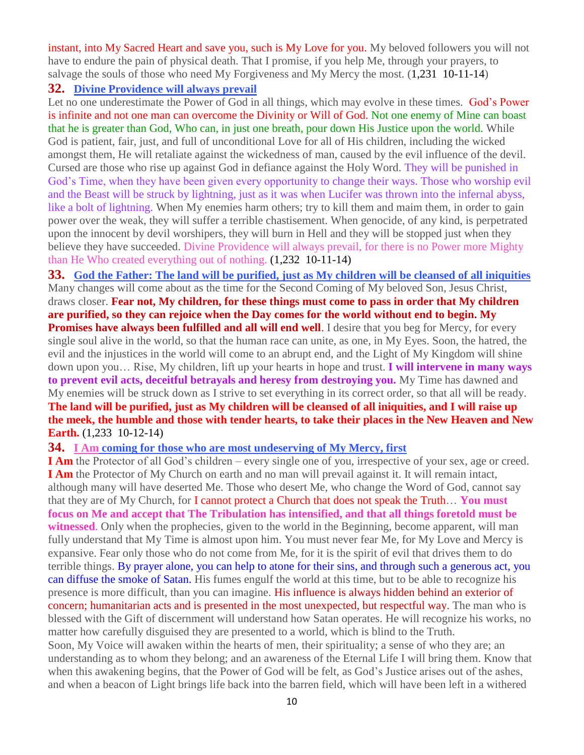instant, into My Sacred Heart and save you, such is My Love for you. My beloved followers you will not have to endure the pain of physical death. That I promise, if you help Me, through your prayers, to salvage the souls of those who need My Forgiveness and My Mercy the most. (1,231 10-11-14)

## 32. Divine Providence will always prevail

Let no one underestimate the Power of God in all things, which may evolve in these times. God's Power is infinite and not one man can overcome the Divinity or Will of God. Not one enemy of Mine can boast that he is greater than God, Who can, in just one breath, pour down His Justice upon the world. While God is patient, fair, just, and full of unconditional Love for all of His children, including the wicked amongst them, He will retaliate against the wickedness of man, caused by the evil influence of the devil. Cursed are those who rise up against God in defiance against the Holy Word. They will be punished in God's Time, when they have been given every opportunity to change their ways. Those who worship evil and the Beast will be struck by lightning, just as it was when Lucifer was thrown into the infernal abyss, like a bolt of lightning. When My enemies harm others; try to kill them and maim them, in order to gain power over the weak, they will suffer a terrible chastisement. When genocide, of any kind, is perpetrated upon the innocent by devil worshipers, they will burn in Hell and they will be stopped just when they believe they have succeeded. Divine Providence will always prevail, for there is no Power more Mighty than He Who created everything out of nothing. (1,232 10-11-14)

## 33. God the Father: The land will be purified, just as My children will be cleansed of all iniquities

Many changes will come about as the time for the Second Coming of My beloved Son, Jesus Christ, draws closer. **Fear not, My children, for these things must come to pass in order that My children are purified, so they can rejoice when the Day comes for the world without end to begin. My Promises have always been fulfilled and all will end well**. I desire that you beg for Mercy, for every single soul alive in the world, so that the human race can unite, as one, in My Eyes. Soon, the hatred, the evil and the injustices in the world will come to an abrupt end, and the Light of My Kingdom will shine down upon you… Rise, My children, lift up your hearts in hope and trust. **I will intervene in many ways to prevent evil acts, deceitful betrayals and heresy from destroying you.** My Time has dawned and My enemies will be struck down as I strive to set everything in its correct order, so that all will be ready. **The land will be purified, just as My children will be cleansed of all iniquities, and I will raise up the meek, the humble and those with tender hearts, to take their places in the New Heaven and New Earth.** (1,233 10-12-14)

## 34. I Am coming for those who are most undeserving of My Mercy, first

**I Am** the Protector of all God's children – every single one of you, irrespective of your sex, age or creed. **I Am** the Protector of My Church on earth and no man will prevail against it. It will remain intact, although many will have deserted Me. Those who desert Me, who change the Word of God, cannot say that they are of My Church, for I cannot protect a Church that does not speak the Truth… **You must focus on Me and accept that The Tribulation has intensified, and that all things foretold must be witnessed**. Only when the prophecies, given to the world in the Beginning, become apparent, will man fully understand that My Time is almost upon him. You must never fear Me, for My Love and Mercy is expansive. Fear only those who do not come from Me, for it is the spirit of evil that drives them to do terrible things. By prayer alone, you can help to atone for their sins, and through such a generous act, you can diffuse the smoke of Satan. His fumes engulf the world at this time, but to be able to recognize his presence is more difficult, than you can imagine. His influence is always hidden behind an exterior of concern; humanitarian acts and is presented in the most unexpected, but respectful way. The man who is blessed with the Gift of discernment will understand how Satan operates. He will recognize his works, no matter how carefully disguised they are presented to a world, which is blind to the Truth.

Soon, My Voice will awaken within the hearts of men, their spirituality; a sense of who they are; an understanding as to whom they belong; and an awareness of the Eternal Life I will bring them. Know that when this awakening begins, that the Power of God will be felt, as God's Justice arises out of the ashes, and when a beacon of Light brings life back into the barren field, which will have been left in a withered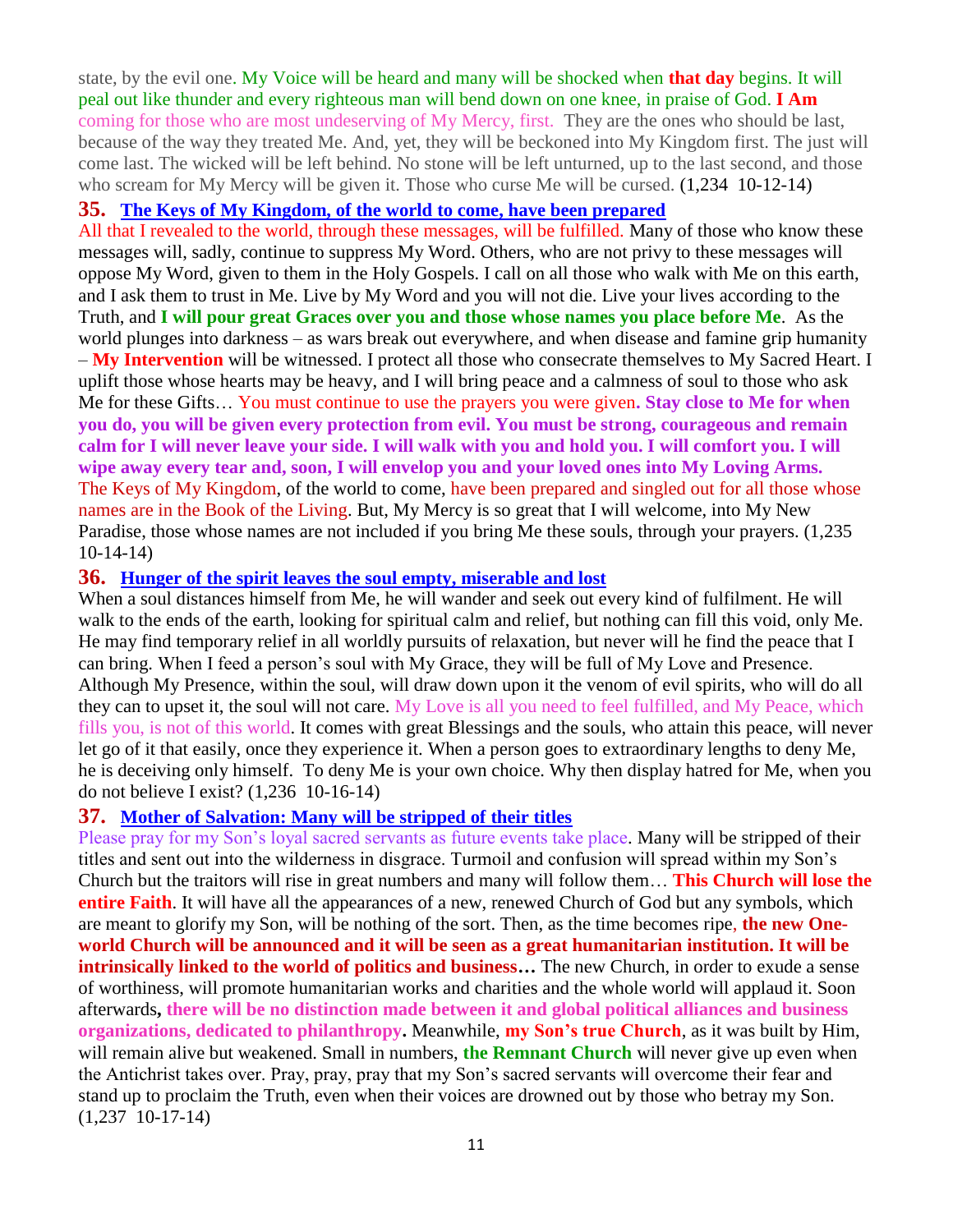state, by the evil one. My Voice will be heard and many will be shocked when **that day** begins. It will peal out like thunder and every righteous man will bend down on one knee, in praise of God. **I Am** coming for those who are most undeserving of My Mercy, first. They are the ones who should be last, because of the way they treated Me. And, yet, they will be beckoned into My Kingdom first. The just will come last. The wicked will be left behind. No stone will be left unturned, up to the last second, and those who scream for My Mercy will be given it. Those who curse Me will be cursed. (1,234 10-12-14)

## 35. The Keys of My Kingdom, of the world to come, have been prepared

All that I revealed to the world, through these messages, will be fulfilled. Many of those who know these messages will, sadly, continue to suppress My Word. Others, who are not privy to these messages will oppose My Word, given to them in the Holy Gospels. I call on all those who walk with Me on this earth, and I ask them to trust in Me. Live by My Word and you will not die. Live your lives according to the Truth, and **I will pour great Graces over you and those whose names you place before Me**. As the world plunges into darkness – as wars break out everywhere, and when disease and famine grip humanity – **My Intervention** will be witnessed. I protect all those who consecrate themselves to My Sacred Heart. I uplift those whose hearts may be heavy, and I will bring peace and a calmness of soul to those who ask Me for these Gifts… You must continue to use the prayers you were given. **Stay close to Me for when you do, you will be given every protection from evil. You must be strong, courageous and remain calm for I will never leave your side. I will walk with you and hold you. I will comfort you. I will wipe away every tear and, soon, I will envelop you and your loved ones into My Loving Arms.** The Keys of My Kingdom, of the world to come, have been prepared and singled out for all those whose names are in the Book of the Living. But, My Mercy is so great that I will welcome, into My New Paradise, those whose names are not included if you bring Me these souls, through your prayers. (1,235 10-14-14)

## 36. Hunger of the spirit leaves the soul empty, miserable and lost

When a soul distances himself from Me, he will wander and seek out every kind of fulfilment. He will walk to the ends of the earth, looking for spiritual calm and relief, but nothing can fill this void, only Me. He may find temporary relief in all worldly pursuits of relaxation, but never will he find the peace that I can bring. When I feed a person's soul with My Grace, they will be full of My Love and Presence. Although My Presence, within the soul, will draw down upon it the venom of evil spirits, who will do all they can to upset it, the soul will not care. My Love is all you need to feel fulfilled, and My Peace, which fills you, is not of this world. It comes with great Blessings and the souls, who attain this peace, will never let go of it that easily, once they experience it. When a person goes to extraordinary lengths to deny Me, he is deceiving only himself. To deny Me is your own choice. Why then display hatred for Me, when you do not believe I exist? (1,236 10-16-14)

## 37. Mother of Salvation: Many will be stripped of their titles

Please pray for my Son's loyal sacred servants as future events take place. Many will be stripped of their titles and sent out into the wilderness in disgrace. Turmoil and confusion will spread within my Son's Church but the traitors will rise in great numbers and many will follow them… **This Church will lose the entire Faith**. It will have all the appearances of a new, renewed Church of God but any symbols, which are meant to glorify my Son, will be nothing of the sort. Then, as the time becomes ripe, **the new One-world Church will be announced and it will be seen as a great humanitarian institution. It will be intrinsically linked to the world of politics and business…** The new Church, in order to exude a sense of worthiness, will promote humanitarian works and charities and the whole world will applaud it. Soon afterwards**, there will be no distinction made between it and global political alliances and business organizations, dedicated to philanthropy.** Meanwhile, **my Son's true Church**, as it was built by Him, will remain alive but weakened. Small in numbers, **the Remnant Church** will never give up even when the Antichrist takes over. Pray, pray, pray that my Son's sacred servants will overcome their fear and stand up to proclaim the Truth, even when their voices are drowned out by those who betray my Son. (1,237 10-17-14)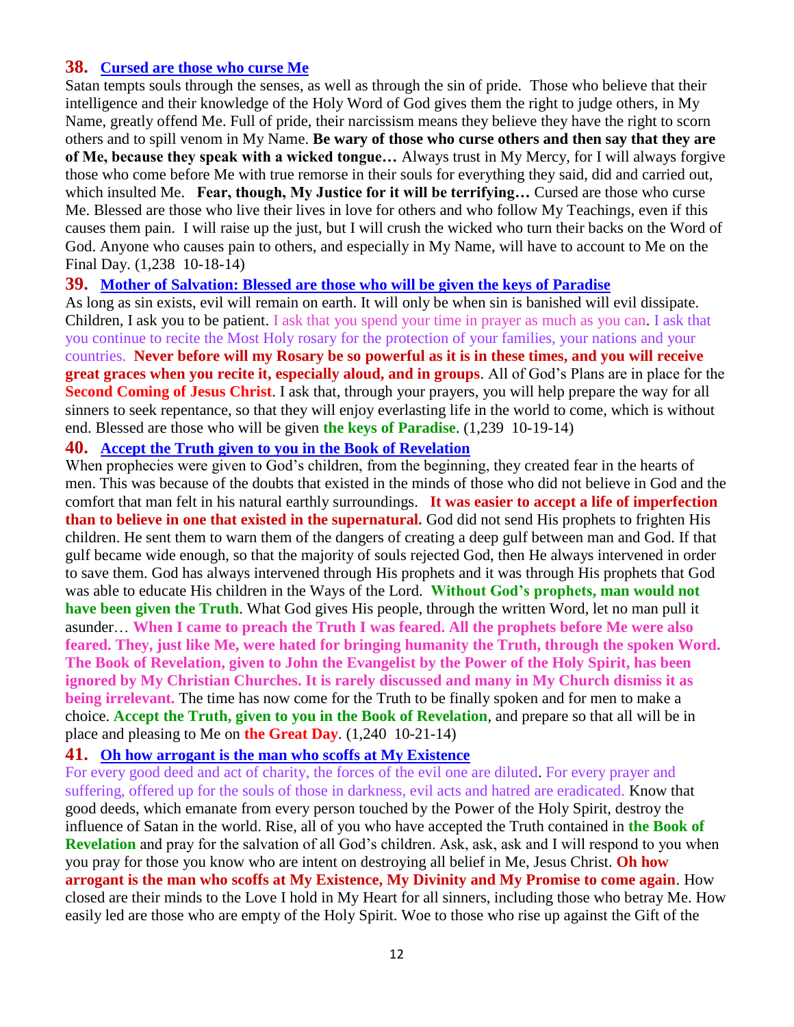**38. Cursed are those who curse Me**

Satan tempts souls through the senses, as well as through the sin of pride. Those who believe that their intelligence and their knowledge of the Holy Word of God gives them the right to judge others, in My Name, greatly offend Me. Full of pride, their narcissism means they believe they have the right to scorn others and to spill venom in My Name. **Be wary of those who curse others and then say that they are of Me, because they speak with a wicked tongue…** Always trust in My Mercy, for I will always forgive those who come before Me with true remorse in their souls for everything they said, did and carried out, which insulted Me. **Fear, though, My Justice for it will be terrifying…** Cursed are those who curse Me. Blessed are those who live their lives in love for others and who follow My Teachings, even if this causes them pain. I will raise up the just, but I will crush the wicked who turn their backs on the Word of God. Anyone who causes pain to others, and especially in My Name, will have to account to Me on the Final Day. (1,238 10-18-14)

**39. Mother of Salvation: Blessed are those who will be given the keys of Paradise**

As long as sin exists, evil will remain on earth. It will only be when sin is banished will evil dissipate. Children, I ask you to be patient. I ask that you spend your time in prayer as much as you can. I ask that you continue to recite the Most Holy rosary for the protection of your families, your nations and your countries. **Never before will my Rosary be so powerful as it is in these times, and you will receive great graces when you recite it, especially aloud, and in groups**. All of God's Plans are in place for the **Second Coming of Jesus Christ**. I ask that, through your prayers, you will help prepare the way for all sinners to seek repentance, so that they will enjoy everlasting life in the world to come, which is without end. Blessed are those who will be given **the keys of Paradise**. (1,239 10-19-14)

**40. Accept the Truth given to you in the Book of Revelation**

When prophecies were given to God's children, from the beginning, they created fear in the hearts of men. This was because of the doubts that existed in the minds of those who did not believe in God and the comfort that man felt in his natural earthly surroundings. **It was easier to accept a life of imperfection than to believe in one that existed in the supernatural.** God did not send His prophets to frighten His children. He sent them to warn them of the dangers of creating a deep gulf between man and God. If that gulf became wide enough, so that the majority of souls rejected God, then He always intervened in order to save them. God has always intervened through His prophets and it was through His prophets that God was able to educate His children in the Ways of the Lord. **Without God's prophets, man would not have been given the Truth**. What God gives His people, through the written Word, let no man pull it asunder… **When I came to preach the Truth I was feared. All the prophets before Me were also feared. They, just like Me, were hated for bringing humanity the Truth, through the spoken Word. The Book of Revelation, given to John the Evangelist by the Power of the Holy Spirit, has been ignored by My Christian Churches. It is rarely discussed and many in My Church dismiss it as being irrelevant.** The time has now come for the Truth to be finally spoken and for men to make a choice. **Accept the Truth, given to you in the Book of Revelation**, and prepare so that all will be in place and pleasing to Me on **the Great Day**. (1,240 10-21-14)

**41. Oh how arrogant is the man who scoffs at My Existence**

For every good deed and act of charity, the forces of the evil one are diluted. For every prayer and suffering, offered up for the souls of those in darkness, evil acts and hatred are eradicated. Know that good deeds, which emanate from every person touched by the Power of the Holy Spirit, destroy the influence of Satan in the world. Rise, all of you who have accepted the Truth contained in **the Book of Revelation** and pray for the salvation of all God's children. Ask, ask, ask and I will respond to you when you pray for those you know who are intent on destroying all belief in Me, Jesus Christ. **Oh how arrogant is the man who scoffs at My Existence, My Divinity and My Promise to come again**. How closed are their minds to the Love I hold in My Heart for all sinners, including those who betray Me. How easily led are those who are empty of the Holy Spirit. Woe to those who rise up against the Gift of the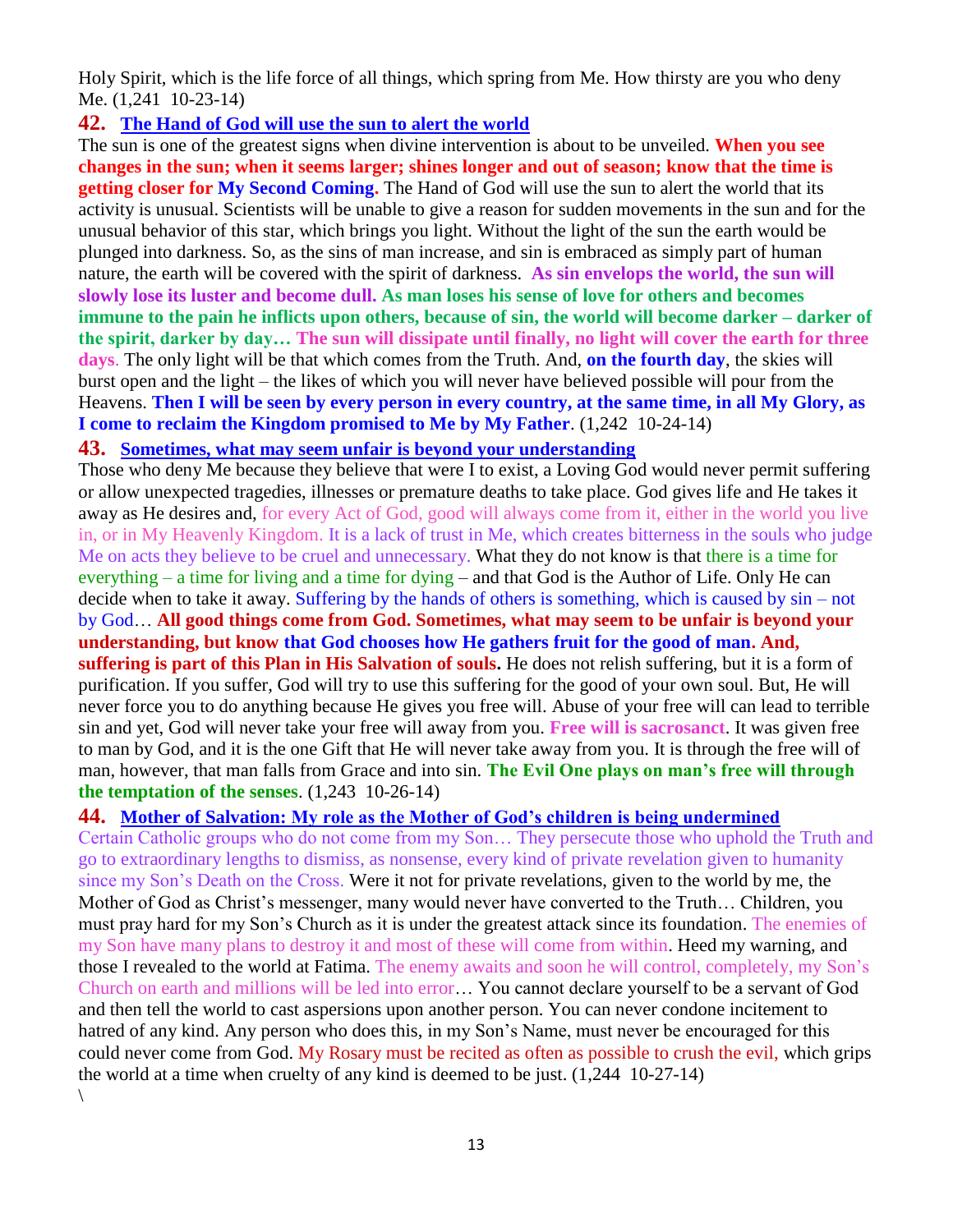Holy Spirit, which is the life force of all things, which spring from Me. How thirsty are you who deny Me. (1,241 10-23-14)

## 42. The Hand of God will use the sun to alert the world

The sun is one of the greatest signs when divine intervention is about to be unveiled. **When you see changes in the sun; when it seems larger; shines longer and out of season; know that the time is getting closer for My Second Coming.** The Hand of God will use the sun to alert the world that its activity is unusual. Scientists will be unable to give a reason for sudden movements in the sun and for the unusual behavior of this star, which brings you light. Without the light of the sun the earth would be plunged into darkness. So, as the sins of man increase, and sin is embraced as simply part of human nature, the earth will be covered with the spirit of darkness. **As sin envelops the world, the sun will slowly lose its luster and become dull. As man loses his sense of love for others and becomes immune to the pain he inflicts upon others, because of sin, the world will become darker – darker of the spirit, darker by day… The sun will dissipate until finally, no light will cover the earth for three days**. The only light will be that which comes from the Truth. And, **on the fourth day**, the skies will burst open and the light – the likes of which you will never have believed possible will pour from the Heavens. **Then I will be seen by every person in every country, at the same time, in all My Glory, as I come to reclaim the Kingdom promised to Me by My Father**. (1,242 10-24-14)

## 43. Sometimes, what may seem unfair is beyond your understanding

Those who deny Me because they believe that were I to exist, a Loving God would never permit suffering or allow unexpected tragedies, illnesses or premature deaths to take place. God gives life and He takes it away as He desires and, for every Act of God, good will always come from it, either in the world you live in, or in My Heavenly Kingdom. It is a lack of trust in Me, which creates bitterness in the souls who judge Me on acts they believe to be cruel and unnecessary. What they do not know is that there is a time for everything – a time for living and a time for dying – and that God is the Author of Life. Only He can decide when to take it away. Suffering by the hands of others is something, which is caused by sin – not by God… **All good things come from God. Sometimes, what may seem to be unfair is beyond your understanding, but know that God chooses how He gathers fruit for the good of man. And, suffering is part of this Plan in His Salvation of souls.** He does not relish suffering, but it is a form of purification. If you suffer, God will try to use this suffering for the good of your own soul. But, He will never force you to do anything because He gives you free will. Abuse of your free will can lead to terrible sin and yet, God will never take your free will away from you. **Free will is sacrosanct**. It was given free to man by God, and it is the one Gift that He will never take away from you. It is through the free will of man, however, that man falls from Grace and into sin. **The Evil One plays on man's free will through the temptation of the senses**. (1,243 10-26-14)

## 44. Mother of Salvation: My role as the Mother of God's children is being undermined

Certain Catholic groups who do not come from my Son… They persecute those who uphold the Truth and go to extraordinary lengths to dismiss, as nonsense, every kind of private revelation given to humanity since my Son's Death on the Cross. Were it not for private revelations, given to the world by me, the Mother of God as Christ's messenger, many would never have converted to the Truth… Children, you must pray hard for my Son's Church as it is under the greatest attack since its foundation. The enemies of my Son have many plans to destroy it and most of these will come from within. Heed my warning, and those I revealed to the world at Fatima. The enemy awaits and soon he will control, completely, my Son's Church on earth and millions will be led into error… You cannot declare yourself to be a servant of God and then tell the world to cast aspersions upon another person. You can never condone incitement to hatred of any kind. Any person who does this, in my Son's Name, must never be encouraged for this could never come from God. My Rosary must be recited as often as possible to crush the evil, which grips the world at a time when cruelty of any kind is deemed to be just. (1,244 10-27-14)

\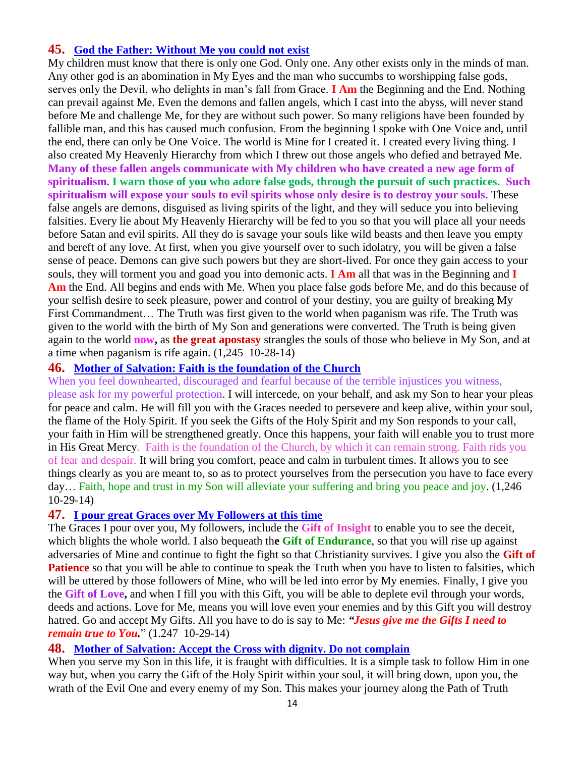## 45. God the Father: Without Me you could not exist

My children must know that there is only one God. Only one. Any other exists only in the minds of man. Any other god is an abomination in My Eyes and the man who succumbs to worshipping false gods, serves only the Devil, who delights in man's fall from Grace. **I Am** the Beginning and the End. Nothing can prevail against Me. Even the demons and fallen angels, which I cast into the abyss, will never stand before Me and challenge Me, for they are without such power. So many religions have been founded by fallible man, and this has caused much confusion. From the beginning I spoke with One Voice and, until the end, there can only be One Voice. The world is Mine for I created it. I created every living thing. I also created My Heavenly Hierarchy from which I threw out those angels who defied and betrayed Me. **Many of these fallen angels communicate with My children who have created a new age form of spiritualism. I warn those of you who adore false gods, through the pursuit of such practices. Such spiritualism will expose your souls to evil spirits whose only desire is to destroy your souls.** These false angels are demons, disguised as living spirits of the light, and they will seduce you into believing falsities. Every lie about My Heavenly Hierarchy will be fed to you so that you will place all your needs before Satan and evil spirits. All they do is savage your souls like wild beasts and then leave you empty and bereft of any love. At first, when you give yourself over to such idolatry, you will be given a false sense of peace. Demons can give such powers but they are short-lived. For once they gain access to your souls, they will torment you and goad you into demonic acts. **I Am** all that was in the Beginning and **I Am** the End. All begins and ends with Me. When you place false gods before Me, and do this because of your selfish desire to seek pleasure, power and control of your destiny, you are guilty of breaking My First Commandment… The Truth was first given to the world when paganism was rife. The Truth was given to the world with the birth of My Son and generations were converted. The Truth is being given again to the world **now,** as **the great apostasy** strangles the souls of those who believe in My Son, and at a time when paganism is rife again. (1,245 10-28-14)

## 46. Mother of Salvation: Faith is the foundation of the Church

When you feel downhearted, discouraged and fearful because of the terrible injustices you witness, please ask for my powerful protection. I will intercede, on your behalf, and ask my Son to hear your pleas for peace and calm. He will fill you with the Graces needed to persevere and keep alive, within your soul, the flame of the Holy Spirit. If you seek the Gifts of the Holy Spirit and my Son responds to your call, your faith in Him will be strengthened greatly. Once this happens, your faith will enable you to trust more in His Great Mercy. Faith is the foundation of the Church, by which it can remain strong. Faith rids you of fear and despair. It will bring you comfort, peace and calm in turbulent times. It allows you to see things clearly as you are meant to, so as to protect yourselves from the persecution you have to face every day… Faith, hope and trust in my Son will alleviate your suffering and bring you peace and joy. (1,246 10-29-14)

## 47. I pour great Graces over My Followers at this time

The Graces I pour over you, My followers, include the **Gift of Insight** to enable you to see the deceit, which blights the whole world. I also bequeath the **Gift of Endurance**, so that you will rise up against adversaries of Mine and continue to fight the fight so that Christianity survives. I give you also the **Gift of Patience** so that you will be able to continue to speak the Truth when you have to listen to falsities, which will be uttered by those followers of Mine, who will be led into error by My enemies. Finally, I give you the **Gift of Love,** and when I fill you with this Gift, you will be able to deplete evil through your words, deeds and actions. Love for Me, means you will love even your enemies and by this Gift you will destroy hatred. Go and accept My Gifts. All you have to do is say to Me: ***"Jesus give me the Gifts I need to remain true to You."*** (1.247 10-29-14)

## 48. Mother of Salvation: Accept the Cross with dignity. Do not complain

When you serve my Son in this life, it is fraught with difficulties. It is a simple task to follow Him in one way but, when you carry the Gift of the Holy Spirit within your soul, it will bring down, upon you, the wrath of the Evil One and every enemy of my Son. This makes your journey along the Path of Truth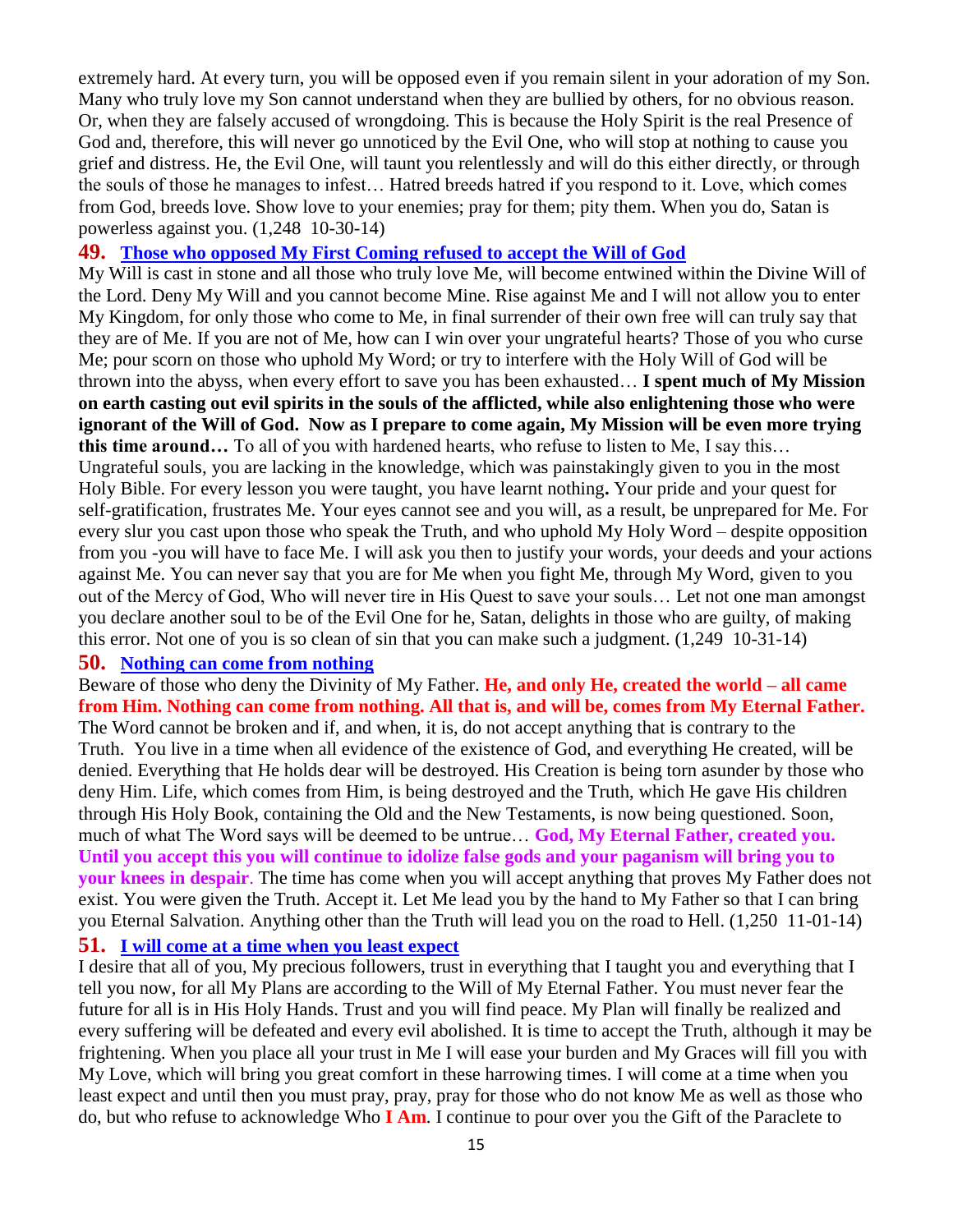extremely hard. At every turn, you will be opposed even if you remain silent in your adoration of my Son. Many who truly love my Son cannot understand when they are bullied by others, for no obvious reason. Or, when they are falsely accused of wrongdoing. This is because the Holy Spirit is the real Presence of God and, therefore, this will never go unnoticed by the Evil One, who will stop at nothing to cause you grief and distress. He, the Evil One, will taunt you relentlessly and will do this either directly, or through the souls of those he manages to infest… Hatred breeds hatred if you respond to it. Love, which comes from God, breeds love. Show love to your enemies; pray for them; pity them. When you do, Satan is powerless against you. (1,248 10-30-14)

## 49. Those who opposed My First Coming refused to accept the Will of God

My Will is cast in stone and all those who truly love Me, will become entwined within the Divine Will of the Lord. Deny My Will and you cannot become Mine. Rise against Me and I will not allow you to enter My Kingdom, for only those who come to Me, in final surrender of their own free will can truly say that they are of Me. If you are not of Me, how can I win over your ungrateful hearts? Those of you who curse Me; pour scorn on those who uphold My Word; or try to interfere with the Holy Will of God will be thrown into the abyss, when every effort to save you has been exhausted… **I spent much of My Mission on earth casting out evil spirits in the souls of the afflicted, while also enlightening those who were ignorant of the Will of God. Now as I prepare to come again, My Mission will be even more trying this time around…** To all of you with hardened hearts, who refuse to listen to Me, I say this… Ungrateful souls, you are lacking in the knowledge, which was painstakingly given to you in the most Holy Bible. For every lesson you were taught, you have learnt nothing**.** Your pride and your quest for self-gratification, frustrates Me. Your eyes cannot see and you will, as a result, be unprepared for Me. For every slur you cast upon those who speak the Truth, and who uphold My Holy Word – despite opposition from you -you will have to face Me. I will ask you then to justify your words, your deeds and your actions against Me. You can never say that you are for Me when you fight Me, through My Word, given to you out of the Mercy of God, Who will never tire in His Quest to save your souls… Let not one man amongst you declare another soul to be of the Evil One for he, Satan, delights in those who are guilty, of making this error. Not one of you is so clean of sin that you can make such a judgment. (1,249 10-31-14)

## 50. Nothing can come from nothing

Beware of those who deny the Divinity of My Father. **He, and only He, created the world – all came from Him. Nothing can come from nothing. All that is, and will be, comes from My Eternal Father.** The Word cannot be broken and if, and when, it is, do not accept anything that is contrary to the Truth. You live in a time when all evidence of the existence of God, and everything He created, will be denied. Everything that He holds dear will be destroyed. His Creation is being torn asunder by those who deny Him. Life, which comes from Him, is being destroyed and the Truth, which He gave His children through His Holy Book, containing the Old and the New Testaments, is now being questioned. Soon, much of what The Word says will be deemed to be untrue… **God, My Eternal Father, created you. Until you accept this you will continue to idolize false gods and your paganism will bring you to your knees in despair**. The time has come when you will accept anything that proves My Father does not exist. You were given the Truth. Accept it. Let Me lead you by the hand to My Father so that I can bring you Eternal Salvation. Anything other than the Truth will lead you on the road to Hell. (1,250 11-01-14)

## 51. I will come at a time when you least expect

I desire that all of you, My precious followers, trust in everything that I taught you and everything that I tell you now, for all My Plans are according to the Will of My Eternal Father. You must never fear the future for all is in His Holy Hands. Trust and you will find peace. My Plan will finally be realized and every suffering will be defeated and every evil abolished. It is time to accept the Truth, although it may be frightening. When you place all your trust in Me I will ease your burden and My Graces will fill you with My Love, which will bring you great comfort in these harrowing times. I will come at a time when you least expect and until then you must pray, pray, pray for those who do not know Me as well as those who do, but who refuse to acknowledge Who **I Am**. I continue to pour over you the Gift of the Paraclete to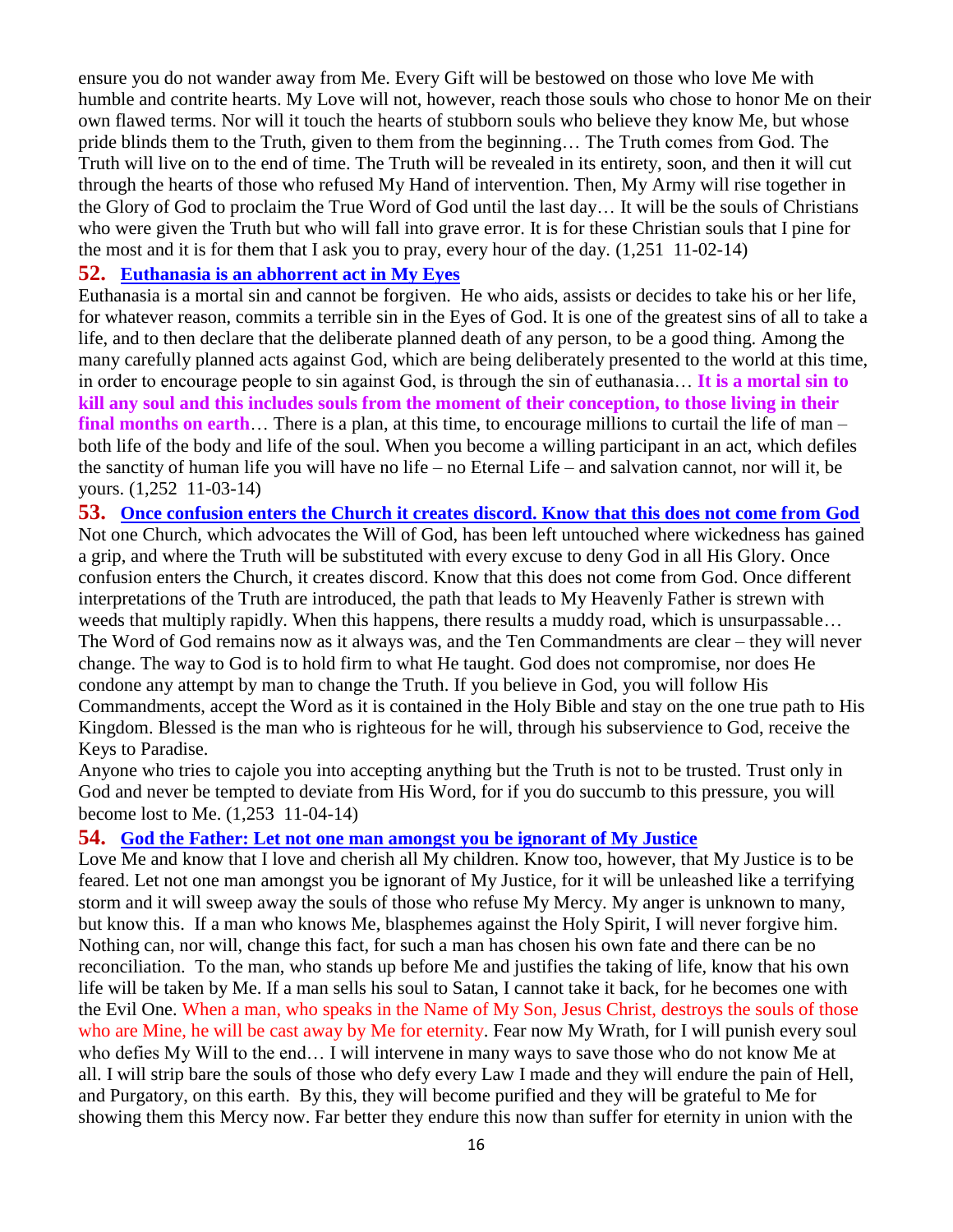ensure you do not wander away from Me. Every Gift will be bestowed on those who love Me with humble and contrite hearts. My Love will not, however, reach those souls who chose to honor Me on their own flawed terms. Nor will it touch the hearts of stubborn souls who believe they know Me, but whose pride blinds them to the Truth, given to them from the beginning… The Truth comes from God. The Truth will live on to the end of time. The Truth will be revealed in its entirety, soon, and then it will cut through the hearts of those who refused My Hand of intervention. Then, My Army will rise together in the Glory of God to proclaim the True Word of God until the last day… It will be the souls of Christians who were given the Truth but who will fall into grave error. It is for these Christian souls that I pine for the most and it is for them that I ask you to pray, every hour of the day. (1,251  11-02-14)

## 52. Euthanasia is an abhorrent act in My Eyes

Euthanasia is a mortal sin and cannot be forgiven. He who aids, assists or decides to take his or her life, for whatever reason, commits a terrible sin in the Eyes of God. It is one of the greatest sins of all to take a life, and to then declare that the deliberate planned death of any person, to be a good thing. Among the many carefully planned acts against God, which are being deliberately presented to the world at this time, in order to encourage people to sin against God, is through the sin of euthanasia… **It is a mortal sin to kill any soul and this includes souls from the moment of their conception, to those living in their final months on earth**… There is a plan, at this time, to encourage millions to curtail the life of man – both life of the body and life of the soul. When you become a willing participant in an act, which defiles the sanctity of human life you will have no life – no Eternal Life – and salvation cannot, nor will it, be yours. (1,252  11-03-14)

## 53. Once confusion enters the Church it creates discord. Know that this does not come from God

Not one Church, which advocates the Will of God, has been left untouched where wickedness has gained a grip, and where the Truth will be substituted with every excuse to deny God in all His Glory. Once confusion enters the Church, it creates discord. Know that this does not come from God. Once different interpretations of the Truth are introduced, the path that leads to My Heavenly Father is strewn with weeds that multiply rapidly. When this happens, there results a muddy road, which is unsurpassable… The Word of God remains now as it always was, and the Ten Commandments are clear – they will never change. The way to God is to hold firm to what He taught. God does not compromise, nor does He condone any attempt by man to change the Truth. If you believe in God, you will follow His Commandments, accept the Word as it is contained in the Holy Bible and stay on the one true path to His Kingdom. Blessed is the man who is righteous for he will, through his subservience to God, receive the Keys to Paradise.

Anyone who tries to cajole you into accepting anything but the Truth is not to be trusted. Trust only in God and never be tempted to deviate from His Word, for if you do succumb to this pressure, you will become lost to Me. (1,253  11-04-14)

## 54. God the Father: Let not one man amongst you be ignorant of My Justice

Love Me and know that I love and cherish all My children. Know too, however, that My Justice is to be feared. Let not one man amongst you be ignorant of My Justice, for it will be unleashed like a terrifying storm and it will sweep away the souls of those who refuse My Mercy. My anger is unknown to many, but know this. If a man who knows Me, blasphemes against the Holy Spirit, I will never forgive him. Nothing can, nor will, change this fact, for such a man has chosen his own fate and there can be no reconciliation. To the man, who stands up before Me and justifies the taking of life, know that his own life will be taken by Me. If a man sells his soul to Satan, I cannot take it back, for he becomes one with the Evil One. When a man, who speaks in the Name of My Son, Jesus Christ, destroys the souls of those who are Mine, he will be cast away by Me for eternity. Fear now My Wrath, for I will punish every soul who defies My Will to the end… I will intervene in many ways to save those who do not know Me at all. I will strip bare the souls of those who defy every Law I made and they will endure the pain of Hell, and Purgatory, on this earth. By this, they will become purified and they will be grateful to Me for showing them this Mercy now. Far better they endure this now than suffer for eternity in union with the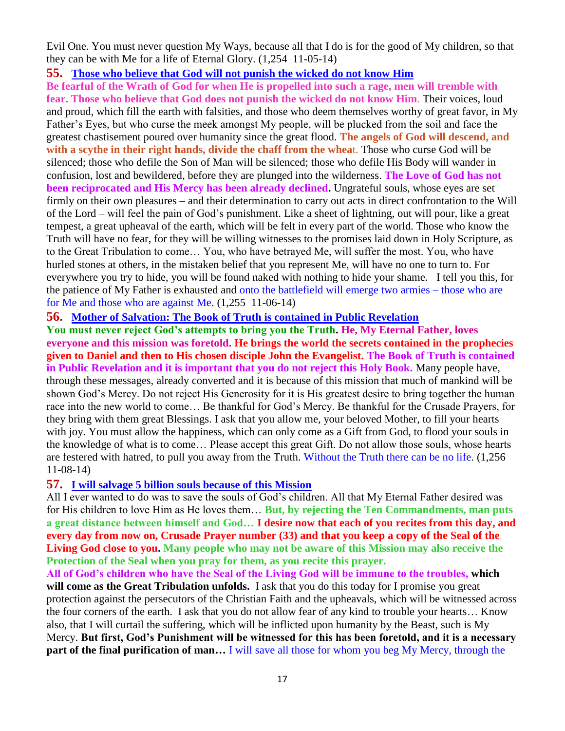Evil One. You must never question My Ways, because all that I do is for the good of My children, so that they can be with Me for a life of Eternal Glory. (1,254 11-05-14)

## 55. Those who believe that God will not punish the wicked do not know Him

**Be fearful of the Wrath of God for when He is propelled into such a rage, men will tremble with fear. Those who believe that God does not punish the wicked do not know Him**. Their voices, loud and proud, which fill the earth with falsities, and those who deem themselves worthy of great favor, in My Father's Eyes, but who curse the meek amongst My people, will be plucked from the soil and face the greatest chastisement poured over humanity since the great flood. **The angels of God will descend, and with a scythe in their right hands, divide the chaff from the whea**t. Those who curse God will be silenced; those who defile the Son of Man will be silenced; those who defile His Body will wander in confusion, lost and bewildered, before they are plunged into the wilderness. **The Love of God has not been reciprocated and His Mercy has been already declined.** Ungrateful souls, whose eyes are set firmly on their own pleasures – and their determination to carry out acts in direct confrontation to the Will of the Lord – will feel the pain of God's punishment. Like a sheet of lightning, out will pour, like a great tempest, a great upheaval of the earth, which will be felt in every part of the world. Those who know the Truth will have no fear, for they will be willing witnesses to the promises laid down in Holy Scripture, as to the Great Tribulation to come… You, who have betrayed Me, will suffer the most. You, who have hurled stones at others, in the mistaken belief that you represent Me, will have no one to turn to. For everywhere you try to hide, you will be found naked with nothing to hide your shame. I tell you this, for the patience of My Father is exhausted and onto the battlefield will emerge two armies – those who are for Me and those who are against Me. (1,255 11-06-14)

## 56. Mother of Salvation: The Book of Truth is contained in Public Revelation

**You must never reject God's attempts to bring you the Truth. He, My Eternal Father, loves everyone and this mission was foretold. He brings the world the secrets contained in the prophecies given to Daniel and then to His chosen disciple John the Evangelist. The Book of Truth is contained in Public Revelation and it is important that you do not reject this Holy Book.** Many people have, through these messages, already converted and it is because of this mission that much of mankind will be shown God's Mercy. Do not reject His Generosity for it is His greatest desire to bring together the human race into the new world to come… Be thankful for God's Mercy. Be thankful for the Crusade Prayers, for they bring with them great Blessings. I ask that you allow me, your beloved Mother, to fill your hearts with joy. You must allow the happiness, which can only come as a Gift from God, to flood your souls in the knowledge of what is to come… Please accept this great Gift. Do not allow those souls, whose hearts are festered with hatred, to pull you away from the Truth. Without the Truth there can be no life. (1,256 11-08-14)

## 57. I will salvage 5 billion souls because of this Mission

All I ever wanted to do was to save the souls of God's children. All that My Eternal Father desired was for His children to love Him as He loves them… **But, by rejecting the Ten Commandments, man puts a great distance between himself and God… I desire now that each of you recites from this day, and every day from now on, Crusade Prayer number (33) and that you keep a copy of the Seal of the Living God close to you. Many people who may not be aware of this Mission may also receive the Protection of the Seal when you pray for them, as you recite this prayer.**

**All of God's children who have the Seal of the Living God will be immune to the troubles, which will come as the Great Tribulation unfolds.** I ask that you do this today for I promise you great protection against the persecutors of the Christian Faith and the upheavals, which will be witnessed across the four corners of the earth. I ask that you do not allow fear of any kind to trouble your hearts… Know also, that I will curtail the suffering, which will be inflicted upon humanity by the Beast, such is My Mercy. **But first, God's Punishment will be witnessed for this has been foretold, and it is a necessary part of the final purification of man…** I will save all those for whom you beg My Mercy, through the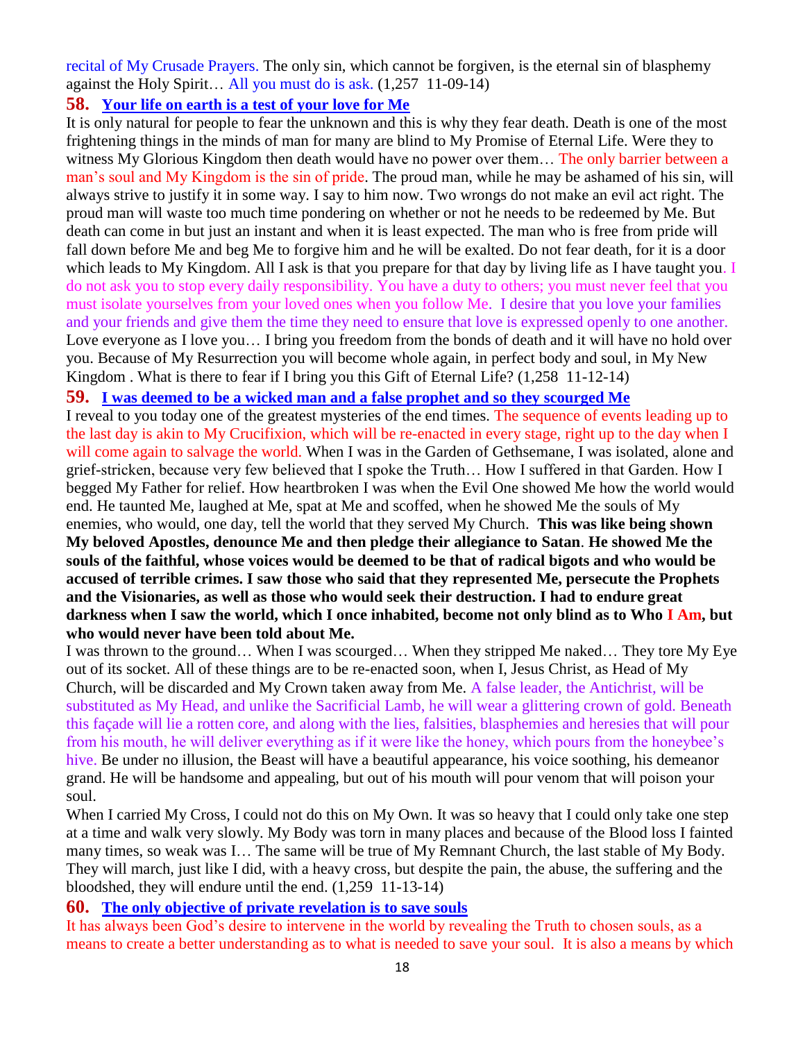recital of My Crusade Prayers. The only sin, which cannot be forgiven, is the eternal sin of blasphemy against the Holy Spirit… All you must do is ask. (1,257 11-09-14)

## 58. Your life on earth is a test of your love for Me

It is only natural for people to fear the unknown and this is why they fear death. Death is one of the most frightening things in the minds of man for many are blind to My Promise of Eternal Life. Were they to witness My Glorious Kingdom then death would have no power over them… The only barrier between a man's soul and My Kingdom is the sin of pride. The proud man, while he may be ashamed of his sin, will always strive to justify it in some way. I say to him now. Two wrongs do not make an evil act right. The proud man will waste too much time pondering on whether or not he needs to be redeemed by Me. But death can come in but just an instant and when it is least expected. The man who is free from pride will fall down before Me and beg Me to forgive him and he will be exalted. Do not fear death, for it is a door which leads to My Kingdom. All I ask is that you prepare for that day by living life as I have taught you. I do not ask you to stop every daily responsibility. You have a duty to others; you must never feel that you must isolate yourselves from your loved ones when you follow Me. I desire that you love your families and your friends and give them the time they need to ensure that love is expressed openly to one another. Love everyone as I love you… I bring you freedom from the bonds of death and it will have no hold over you. Because of My Resurrection you will become whole again, in perfect body and soul, in My New Kingdom . What is there to fear if I bring you this Gift of Eternal Life? (1,258 11-12-14)

## 59. I was deemed to be a wicked man and a false prophet and so they scourged Me

I reveal to you today one of the greatest mysteries of the end times. The sequence of events leading up to the last day is akin to My Crucifixion, which will be re-enacted in every stage, right up to the day when I will come again to salvage the world. When I was in the Garden of Gethsemane, I was isolated, alone and grief-stricken, because very few believed that I spoke the Truth… How I suffered in that Garden. How I begged My Father for relief. How heartbroken I was when the Evil One showed Me how the world would end. He taunted Me, laughed at Me, spat at Me and scoffed, when he showed Me the souls of My enemies, who would, one day, tell the world that they served My Church. **This was like being shown My beloved Apostles, denounce Me and then pledge their allegiance to Satan**. **He showed Me the souls of the faithful, whose voices would be deemed to be that of radical bigots and who would be accused of terrible crimes. I saw those who said that they represented Me, persecute the Prophets and the Visionaries, as well as those who would seek their destruction. I had to endure great darkness when I saw the world, which I once inhabited, become not only blind as to Who I Am, but who would never have been told about Me.**

I was thrown to the ground… When I was scourged… When they stripped Me naked… They tore My Eye out of its socket. All of these things are to be re-enacted soon, when I, Jesus Christ, as Head of My Church, will be discarded and My Crown taken away from Me. A false leader, the Antichrist, will be substituted as My Head, and unlike the Sacrificial Lamb, he will wear a glittering crown of gold. Beneath this façade will lie a rotten core, and along with the lies, falsities, blasphemies and heresies that will pour from his mouth, he will deliver everything as if it were like the honey, which pours from the honeybee's hive. Be under no illusion, the Beast will have a beautiful appearance, his voice soothing, his demeanor grand. He will be handsome and appealing, but out of his mouth will pour venom that will poison your soul.

When I carried My Cross, I could not do this on My Own. It was so heavy that I could only take one step at a time and walk very slowly. My Body was torn in many places and because of the Blood loss I fainted many times, so weak was I… The same will be true of My Remnant Church, the last stable of My Body. They will march, just like I did, with a heavy cross, but despite the pain, the abuse, the suffering and the bloodshed, they will endure until the end. (1,259 11-13-14)

## 60. The only objective of private revelation is to save souls

It has always been God's desire to intervene in the world by revealing the Truth to chosen souls, as a means to create a better understanding as to what is needed to save your soul. It is also a means by which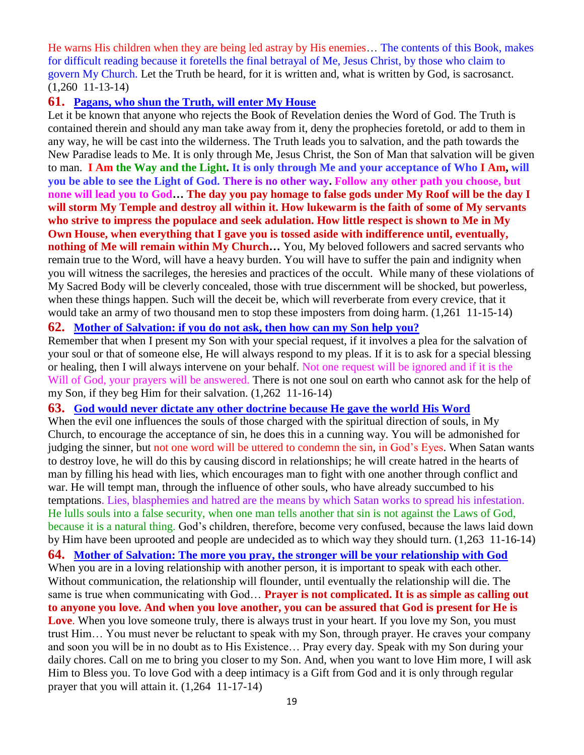He warns His children when they are being led astray by His enemies… The contents of this Book, makes for difficult reading because it foretells the final betrayal of Me, Jesus Christ, by those who claim to govern My Church. Let the Truth be heard, for it is written and, what is written by God, is sacrosanct. (1,260 11-13-14)

## 61. Pagans, who shun the Truth, will enter My House

Let it be known that anyone who rejects the Book of Revelation denies the Word of God. The Truth is contained therein and should any man take away from it, deny the prophecies foretold, or add to them in any way, he will be cast into the wilderness. The Truth leads you to salvation, and the path towards the New Paradise leads to Me. It is only through Me, Jesus Christ, the Son of Man that salvation will be given to man. **I Am the Way and the Light. It is only through Me and your acceptance of Who I Am, will you be able to see the Light of God. There is no other way. Follow any other path you choose, but none will lead you to God… The day you pay homage to false gods under My Roof will be the day I will storm My Temple and destroy all within it. How lukewarm is the faith of some of My servants who strive to impress the populace and seek adulation. How little respect is shown to Me in My Own House, when everything that I gave you is tossed aside with indifference until, eventually, nothing of Me will remain within My Church…** You, My beloved followers and sacred servants who remain true to the Word, will have a heavy burden. You will have to suffer the pain and indignity when you will witness the sacrileges, the heresies and practices of the occult. While many of these violations of My Sacred Body will be cleverly concealed, those with true discernment will be shocked, but powerless, when these things happen. Such will the deceit be, which will reverberate from every crevice, that it would take an army of two thousand men to stop these imposters from doing harm. (1,261 11-15-14)

## 62. Mother of Salvation: if you do not ask, then how can my Son help you?

Remember that when I present my Son with your special request, if it involves a plea for the salvation of your soul or that of someone else, He will always respond to my pleas. If it is to ask for a special blessing or healing, then I will always intervene on your behalf. Not one request will be ignored and if it is the Will of God, your prayers will be answered. There is not one soul on earth who cannot ask for the help of my Son, if they beg Him for their salvation. (1,262 11-16-14)

## 63. God would never dictate any other doctrine because He gave the world His Word

When the evil one influences the souls of those charged with the spiritual direction of souls, in My Church, to encourage the acceptance of sin, he does this in a cunning way. You will be admonished for judging the sinner, but not one word will be uttered to condemn the sin, in God's Eyes. When Satan wants to destroy love, he will do this by causing discord in relationships; he will create hatred in the hearts of man by filling his head with lies, which encourages man to fight with one another through conflict and war. He will tempt man, through the influence of other souls, who have already succumbed to his temptations. Lies, blasphemies and hatred are the means by which Satan works to spread his infestation. He lulls souls into a false security, when one man tells another that sin is not against the Laws of God, because it is a natural thing. God's children, therefore, become very confused, because the laws laid down by Him have been uprooted and people are undecided as to which way they should turn. (1,263 11-16-14)

## 64. Mother of Salvation: The more you pray, the stronger will be your relationship with God

When you are in a loving relationship with another person, it is important to speak with each other. Without communication, the relationship will flounder, until eventually the relationship will die. The same is true when communicating with God… **Prayer is not complicated. It is as simple as calling out to anyone you love. And when you love another, you can be assured that God is present for He is Love**. When you love someone truly, there is always trust in your heart. If you love my Son, you must trust Him… You must never be reluctant to speak with my Son, through prayer. He craves your company and soon you will be in no doubt as to His Existence… Pray every day. Speak with my Son during your daily chores. Call on me to bring you closer to my Son. And, when you want to love Him more, I will ask Him to Bless you. To love God with a deep intimacy is a Gift from God and it is only through regular prayer that you will attain it. (1,264 11-17-14)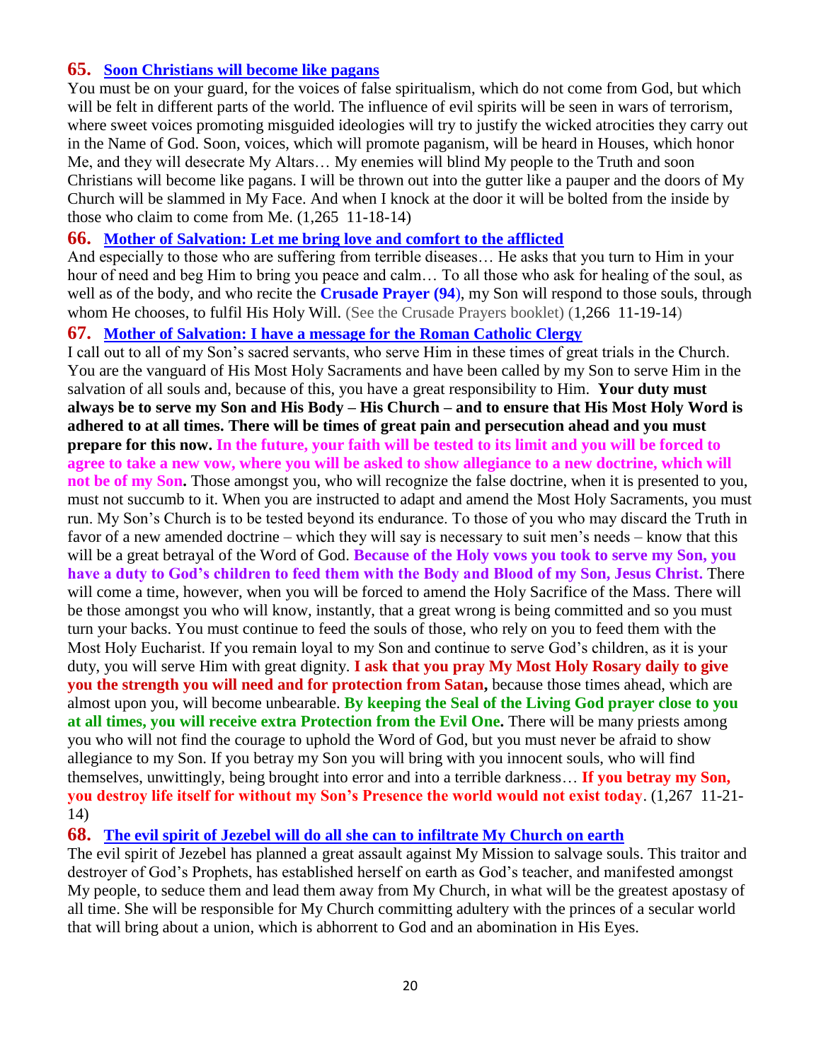### 65. Soon Christians will become like pagans

You must be on your guard, for the voices of false spiritualism, which do not come from God, but which will be felt in different parts of the world. The influence of evil spirits will be seen in wars of terrorism, where sweet voices promoting misguided ideologies will try to justify the wicked atrocities they carry out in the Name of God. Soon, voices, which will promote paganism, will be heard in Houses, which honor Me, and they will desecrate My Altars… My enemies will blind My people to the Truth and soon Christians will become like pagans. I will be thrown out into the gutter like a pauper and the doors of My Church will be slammed in My Face. And when I knock at the door it will be bolted from the inside by those who claim to come from Me. (1,265 11-18-14)

### 66. Mother of Salvation: Let me bring love and comfort to the afflicted

And especially to those who are suffering from terrible diseases… He asks that you turn to Him in your hour of need and beg Him to bring you peace and calm… To all those who ask for healing of the soul, as well as of the body, and who recite the **Crusade Prayer (94)**, my Son will respond to those souls, through whom He chooses, to fulfil His Holy Will. (See the Crusade Prayers booklet) (1,266 11-19-14)

### 67. Mother of Salvation: I have a message for the Roman Catholic Clergy

I call out to all of my Son's sacred servants, who serve Him in these times of great trials in the Church. You are the vanguard of His Most Holy Sacraments and have been called by my Son to serve Him in the salvation of all souls and, because of this, you have a great responsibility to Him. **Your duty must always be to serve my Son and His Body – His Church – and to ensure that His Most Holy Word is adhered to at all times. There will be times of great pain and persecution ahead and you must prepare for this now. In the future, your faith will be tested to its limit and you will be forced to agree to take a new vow, where you will be asked to show allegiance to a new doctrine, which will not be of my Son.** Those amongst you, who will recognize the false doctrine, when it is presented to you, must not succumb to it. When you are instructed to adapt and amend the Most Holy Sacraments, you must run. My Son's Church is to be tested beyond its endurance. To those of you who may discard the Truth in favor of a new amended doctrine – which they will say is necessary to suit men's needs – know that this will be a great betrayal of the Word of God. **Because of the Holy vows you took to serve my Son, you have a duty to God's children to feed them with the Body and Blood of my Son, Jesus Christ.** There will come a time, however, when you will be forced to amend the Holy Sacrifice of the Mass. There will be those amongst you who will know, instantly, that a great wrong is being committed and so you must turn your backs. You must continue to feed the souls of those, who rely on you to feed them with the Most Holy Eucharist. If you remain loyal to my Son and continue to serve God's children, as it is your duty, you will serve Him with great dignity. **I ask that you pray My Most Holy Rosary daily to give you the strength you will need and for protection from Satan,** because those times ahead, which are almost upon you, will become unbearable. **By keeping the Seal of the Living God prayer close to you at all times, you will receive extra Protection from the Evil One.** There will be many priests among you who will not find the courage to uphold the Word of God, but you must never be afraid to show allegiance to my Son. If you betray my Son you will bring with you innocent souls, who will find themselves, unwittingly, being brought into error and into a terrible darkness… **If you betray my Son, you destroy life itself for without my Son's Presence the world would not exist today**. (1,267 11-21-14)

### 68. The evil spirit of Jezebel will do all she can to infiltrate My Church on earth

The evil spirit of Jezebel has planned a great assault against My Mission to salvage souls. This traitor and destroyer of God's Prophets, has established herself on earth as God's teacher, and manifested amongst My people, to seduce them and lead them away from My Church, in what will be the greatest apostasy of all time. She will be responsible for My Church committing adultery with the princes of a secular world that will bring about a union, which is abhorrent to God and an abomination in His Eyes.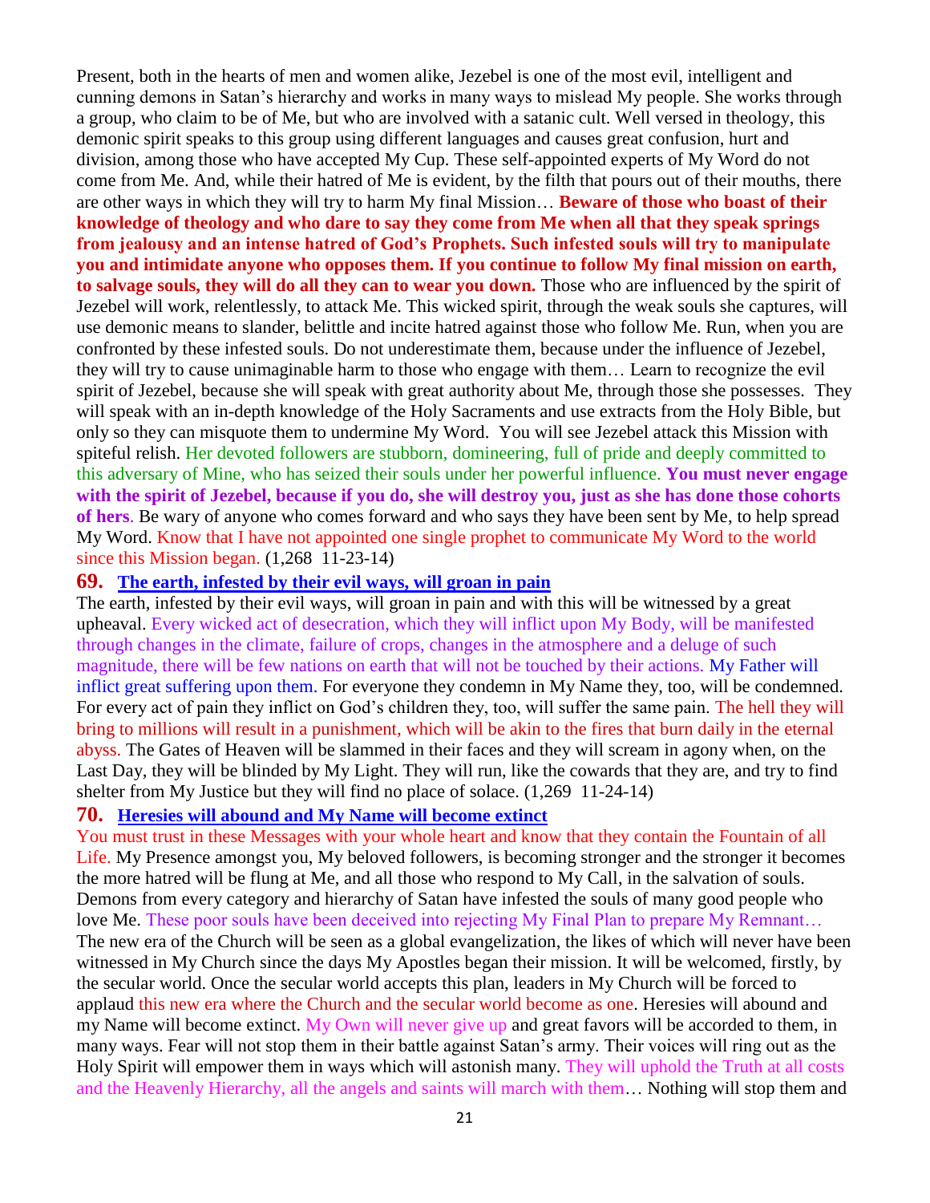Present, both in the hearts of men and women alike, Jezebel is one of the most evil, intelligent and cunning demons in Satan's hierarchy and works in many ways to mislead My people. She works through a group, who claim to be of Me, but who are involved with a satanic cult. Well versed in theology, this demonic spirit speaks to this group using different languages and causes great confusion, hurt and division, among those who have accepted My Cup. These self-appointed experts of My Word do not come from Me. And, while their hatred of Me is evident, by the filth that pours out of their mouths, there are other ways in which they will try to harm My final Mission… **Beware of those who boast of their knowledge of theology and who dare to say they come from Me when all that they speak springs from jealousy and an intense hatred of God's Prophets. Such infested souls will try to manipulate you and intimidate anyone who opposes them. If you continue to follow My final mission on earth, to salvage souls, they will do all they can to wear you down.** Those who are influenced by the spirit of Jezebel will work, relentlessly, to attack Me. This wicked spirit, through the weak souls she captures, will use demonic means to slander, belittle and incite hatred against those who follow Me. Run, when you are confronted by these infested souls. Do not underestimate them, because under the influence of Jezebel, they will try to cause unimaginable harm to those who engage with them… Learn to recognize the evil spirit of Jezebel, because she will speak with great authority about Me, through those she possesses. They will speak with an in-depth knowledge of the Holy Sacraments and use extracts from the Holy Bible, but only so they can misquote them to undermine My Word. You will see Jezebel attack this Mission with spiteful relish. Her devoted followers are stubborn, domineering, full of pride and deeply committed to this adversary of Mine, who has seized their souls under her powerful influence. **You must never engage with the spirit of Jezebel, because if you do, she will destroy you, just as she has done those cohorts of hers**. Be wary of anyone who comes forward and who says they have been sent by Me, to help spread My Word. Know that I have not appointed one single prophet to communicate My Word to the world since this Mission began. (1,268 11-23-14)

## 69. The earth, infested by their evil ways, will groan in pain

The earth, infested by their evil ways, will groan in pain and with this will be witnessed by a great upheaval. Every wicked act of desecration, which they will inflict upon My Body, will be manifested through changes in the climate, failure of crops, changes in the atmosphere and a deluge of such magnitude, there will be few nations on earth that will not be touched by their actions. My Father will inflict great suffering upon them. For everyone they condemn in My Name they, too, will be condemned. For every act of pain they inflict on God's children they, too, will suffer the same pain. The hell they will bring to millions will result in a punishment, which will be akin to the fires that burn daily in the eternal abyss. The Gates of Heaven will be slammed in their faces and they will scream in agony when, on the Last Day, they will be blinded by My Light. They will run, like the cowards that they are, and try to find shelter from My Justice but they will find no place of solace. (1,269 11-24-14)

## 70. Heresies will abound and My Name will become extinct

You must trust in these Messages with your whole heart and know that they contain the Fountain of all Life. My Presence amongst you, My beloved followers, is becoming stronger and the stronger it becomes the more hatred will be flung at Me, and all those who respond to My Call, in the salvation of souls. Demons from every category and hierarchy of Satan have infested the souls of many good people who love Me. These poor souls have been deceived into rejecting My Final Plan to prepare My Remnant… The new era of the Church will be seen as a global evangelization, the likes of which will never have been witnessed in My Church since the days My Apostles began their mission. It will be welcomed, firstly, by the secular world. Once the secular world accepts this plan, leaders in My Church will be forced to applaud this new era where the Church and the secular world become as one. Heresies will abound and my Name will become extinct. My Own will never give up and great favors will be accorded to them, in many ways. Fear will not stop them in their battle against Satan's army. Their voices will ring out as the Holy Spirit will empower them in ways which will astonish many. They will uphold the Truth at all costs and the Heavenly Hierarchy, all the angels and saints will march with them… Nothing will stop them and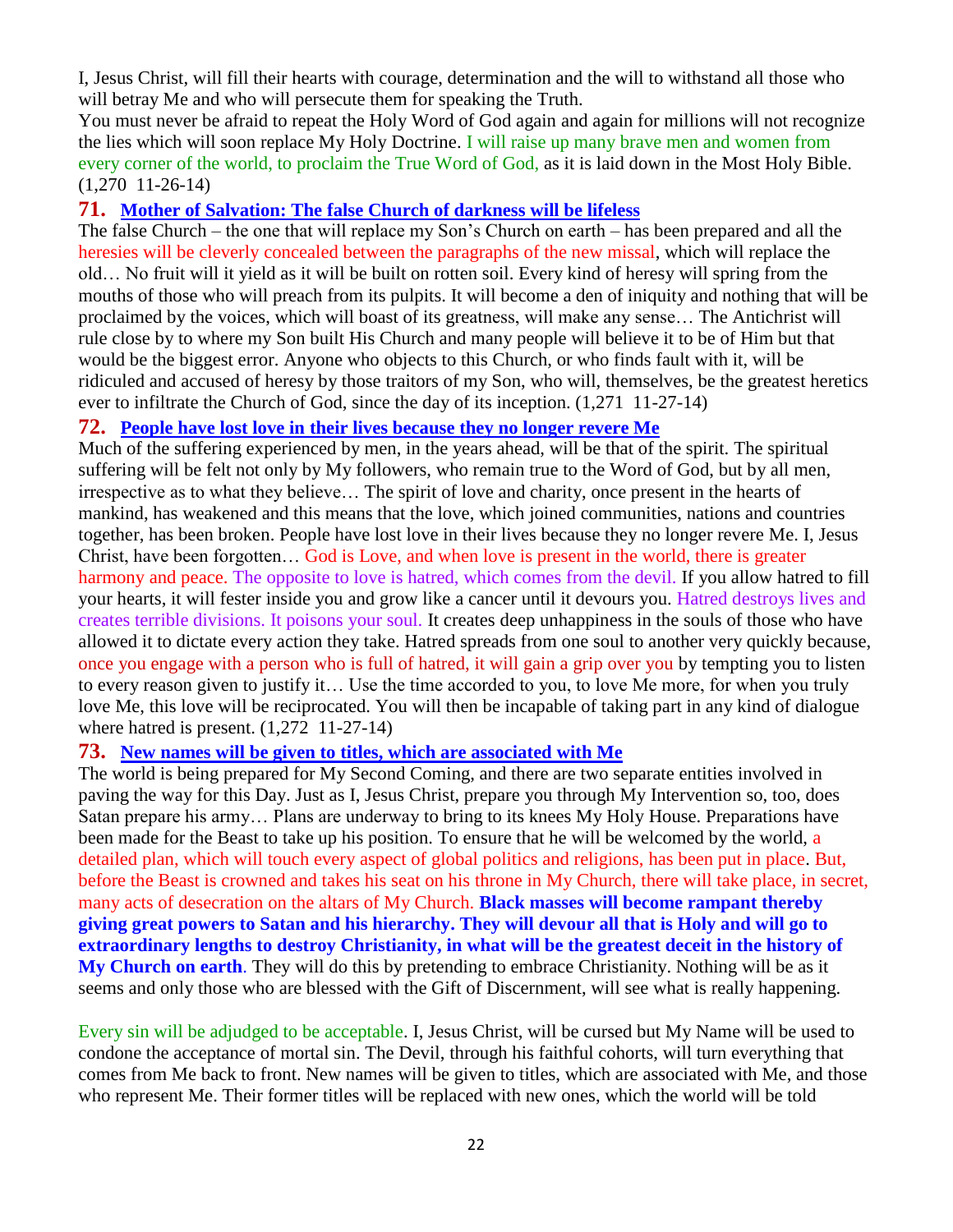I, Jesus Christ, will fill their hearts with courage, determination and the will to withstand all those who will betray Me and who will persecute them for speaking the Truth.
You must never be afraid to repeat the Holy Word of God again and again for millions will not recognize the lies which will soon replace My Holy Doctrine. I will raise up many brave men and women from every corner of the world, to proclaim the True Word of God, as it is laid down in the Most Holy Bible. (1,270 11-26-14)

## 71. Mother of Salvation: The false Church of darkness will be lifeless

The false Church – the one that will replace my Son's Church on earth – has been prepared and all the heresies will be cleverly concealed between the paragraphs of the new missal, which will replace the old… No fruit will it yield as it will be built on rotten soil. Every kind of heresy will spring from the mouths of those who will preach from its pulpits. It will become a den of iniquity and nothing that will be proclaimed by the voices, which will boast of its greatness, will make any sense… The Antichrist will rule close by to where my Son built His Church and many people will believe it to be of Him but that would be the biggest error. Anyone who objects to this Church, or who finds fault with it, will be ridiculed and accused of heresy by those traitors of my Son, who will, themselves, be the greatest heretics ever to infiltrate the Church of God, since the day of its inception. (1,271 11-27-14)

## 72. People have lost love in their lives because they no longer revere Me

Much of the suffering experienced by men, in the years ahead, will be that of the spirit. The spiritual suffering will be felt not only by My followers, who remain true to the Word of God, but by all men, irrespective as to what they believe… The spirit of love and charity, once present in the hearts of mankind, has weakened and this means that the love, which joined communities, nations and countries together, has been broken. People have lost love in their lives because they no longer revere Me. I, Jesus Christ, have been forgotten… God is Love, and when love is present in the world, there is greater harmony and peace. The opposite to love is hatred, which comes from the devil. If you allow hatred to fill your hearts, it will fester inside you and grow like a cancer until it devours you. Hatred destroys lives and creates terrible divisions. It poisons your soul. It creates deep unhappiness in the souls of those who have allowed it to dictate every action they take. Hatred spreads from one soul to another very quickly because, once you engage with a person who is full of hatred, it will gain a grip over you by tempting you to listen to every reason given to justify it… Use the time accorded to you, to love Me more, for when you truly love Me, this love will be reciprocated. You will then be incapable of taking part in any kind of dialogue where hatred is present. (1,272 11-27-14)

## 73. New names will be given to titles, which are associated with Me

The world is being prepared for My Second Coming, and there are two separate entities involved in paving the way for this Day. Just as I, Jesus Christ, prepare you through My Intervention so, too, does Satan prepare his army… Plans are underway to bring to its knees My Holy House. Preparations have been made for the Beast to take up his position. To ensure that he will be welcomed by the world, a detailed plan, which will touch every aspect of global politics and religions, has been put in place. But, before the Beast is crowned and takes his seat on his throne in My Church, there will take place, in secret, many acts of desecration on the altars of My Church. **Black masses will become rampant thereby giving great powers to Satan and his hierarchy. They will devour all that is Holy and will go to extraordinary lengths to destroy Christianity, in what will be the greatest deceit in the history of My Church on earth**. They will do this by pretending to embrace Christianity. Nothing will be as it seems and only those who are blessed with the Gift of Discernment, will see what is really happening.

Every sin will be adjudged to be acceptable. I, Jesus Christ, will be cursed but My Name will be used to condone the acceptance of mortal sin. The Devil, through his faithful cohorts, will turn everything that comes from Me back to front. New names will be given to titles, which are associated with Me, and those who represent Me. Their former titles will be replaced with new ones, which the world will be told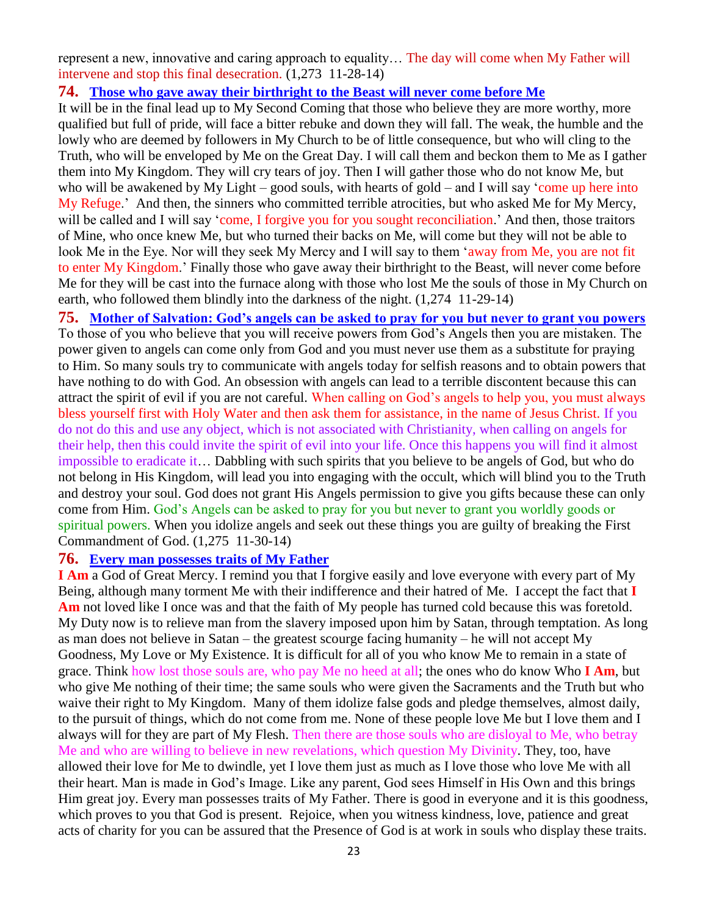represent a new, innovative and caring approach to equality… The day will come when My Father will intervene and stop this final desecration. (1,273 11-28-14)

### 74. Those who gave away their birthright to the Beast will never come before Me

It will be in the final lead up to My Second Coming that those who believe they are more worthy, more qualified but full of pride, will face a bitter rebuke and down they will fall. The weak, the humble and the lowly who are deemed by followers in My Church to be of little consequence, but who will cling to the Truth, who will be enveloped by Me on the Great Day. I will call them and beckon them to Me as I gather them into My Kingdom. They will cry tears of joy. Then I will gather those who do not know Me, but who will be awakened by My Light – good souls, with hearts of gold – and I will say 'come up here into My Refuge.' And then, the sinners who committed terrible atrocities, but who asked Me for My Mercy, will be called and I will say 'come, I forgive you for you sought reconciliation.' And then, those traitors of Mine, who once knew Me, but who turned their backs on Me, will come but they will not be able to look Me in the Eye. Nor will they seek My Mercy and I will say to them 'away from Me, you are not fit to enter My Kingdom.' Finally those who gave away their birthright to the Beast, will never come before Me for they will be cast into the furnace along with those who lost Me the souls of those in My Church on earth, who followed them blindly into the darkness of the night. (1,274 11-29-14)

### 75. Mother of Salvation: God's angels can be asked to pray for you but never to grant you powers

To those of you who believe that you will receive powers from God's Angels then you are mistaken. The power given to angels can come only from God and you must never use them as a substitute for praying to Him. So many souls try to communicate with angels today for selfish reasons and to obtain powers that have nothing to do with God. An obsession with angels can lead to a terrible discontent because this can attract the spirit of evil if you are not careful. When calling on God's angels to help you, you must always bless yourself first with Holy Water and then ask them for assistance, in the name of Jesus Christ. If you do not do this and use any object, which is not associated with Christianity, when calling on angels for their help, then this could invite the spirit of evil into your life. Once this happens you will find it almost impossible to eradicate it… Dabbling with such spirits that you believe to be angels of God, but who do not belong in His Kingdom, will lead you into engaging with the occult, which will blind you to the Truth and destroy your soul. God does not grant His Angels permission to give you gifts because these can only come from Him. God's Angels can be asked to pray for you but never to grant you worldly goods or spiritual powers. When you idolize angels and seek out these things you are guilty of breaking the First Commandment of God. (1,275 11-30-14)

### 76. Every man possesses traits of My Father

**I Am** a God of Great Mercy. I remind you that I forgive easily and love everyone with every part of My Being, although many torment Me with their indifference and their hatred of Me. I accept the fact that **I Am** not loved like I once was and that the faith of My people has turned cold because this was foretold. My Duty now is to relieve man from the slavery imposed upon him by Satan, through temptation. As long as man does not believe in Satan – the greatest scourge facing humanity – he will not accept My Goodness, My Love or My Existence. It is difficult for all of you who know Me to remain in a state of grace. Think how lost those souls are, who pay Me no heed at all; the ones who do know Who **I Am**, but who give Me nothing of their time; the same souls who were given the Sacraments and the Truth but who waive their right to My Kingdom. Many of them idolize false gods and pledge themselves, almost daily, to the pursuit of things, which do not come from me. None of these people love Me but I love them and I always will for they are part of My Flesh. Then there are those souls who are disloyal to Me, who betray Me and who are willing to believe in new revelations, which question My Divinity. They, too, have allowed their love for Me to dwindle, yet I love them just as much as I love those who love Me with all their heart. Man is made in God's Image. Like any parent, God sees Himself in His Own and this brings Him great joy. Every man possesses traits of My Father. There is good in everyone and it is this goodness, which proves to you that God is present. Rejoice, when you witness kindness, love, patience and great acts of charity for you can be assured that the Presence of God is at work in souls who display these traits.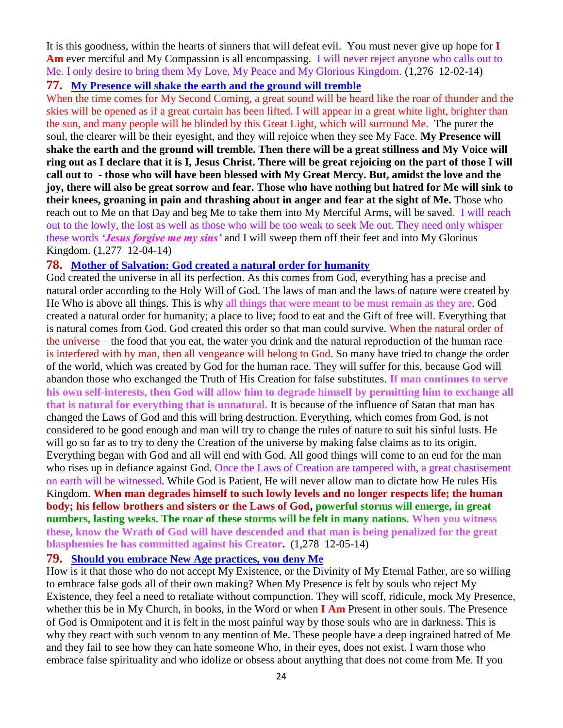It is this goodness, within the hearts of sinners that will defeat evil. You must never give up hope for **I Am** ever merciful and My Compassion is all encompassing. I will never reject anyone who calls out to Me. I only desire to bring them My Love, My Peace and My Glorious Kingdom. (1,276 12-02-14)

## 77. My Presence will shake the earth and the ground will tremble

When the time comes for My Second Coming, a great sound will be heard like the roar of thunder and the skies will be opened as if a great curtain has been lifted. I will appear in a great white light, brighter than the sun, and many people will be blinded by this Great Light, which will surround Me. The purer the soul, the clearer will be their eyesight, and they will rejoice when they see My Face. **My Presence will shake the earth and the ground will tremble. Then there will be a great stillness and My Voice will ring out as I declare that it is I, Jesus Christ. There will be great rejoicing on the part of those I will call out to - those who will have been blessed with My Great Mercy. But, amidst the love and the joy, there will also be great sorrow and fear. Those who have nothing but hatred for Me will sink to their knees, groaning in pain and thrashing about in anger and fear at the sight of Me.** Those who reach out to Me on that Day and beg Me to take them into My Merciful Arms, will be saved. I will reach out to the lowly, the lost as well as those who will be too weak to seek Me out. They need only whisper these words ***'Jesus forgive me my sins'*** and I will sweep them off their feet and into My Glorious Kingdom. (1,277 12-04-14)

## 78. Mother of Salvation: God created a natural order for humanity

God created the universe in all its perfection. As this comes from God, everything has a precise and natural order according to the Holy Will of God. The laws of man and the laws of nature were created by He Who is above all things. This is why all things that were meant to be must remain as they are. God created a natural order for humanity; a place to live; food to eat and the Gift of free will. Everything that is natural comes from God. God created this order so that man could survive. When the natural order of the universe – the food that you eat, the water you drink and the natural reproduction of the human race – is interfered with by man, then all vengeance will belong to God. So many have tried to change the order of the world, which was created by God for the human race. They will suffer for this, because God will abandon those who exchanged the Truth of His Creation for false substitutes. **If man continues to serve his own self-interests, then God will allow him to degrade himself by permitting him to exchange all that is natural for everything that is unnatural.** It is because of the influence of Satan that man has changed the Laws of God and this will bring destruction. Everything, which comes from God, is not considered to be good enough and man will try to change the rules of nature to suit his sinful lusts. He will go so far as to try to deny the Creation of the universe by making false claims as to its origin. Everything began with God and all will end with God. All good things will come to an end for the man who rises up in defiance against God. Once the Laws of Creation are tampered with, a great chastisement on earth will be witnessed. While God is Patient, He will never allow man to dictate how He rules His Kingdom. **When man degrades himself to such lowly levels and no longer respects life; the human body; his fellow brothers and sisters or the Laws of God, powerful storms will emerge, in great numbers, lasting weeks. The roar of these storms will be felt in many nations. When you witness these, know the Wrath of God will have descended and that man is being penalized for the great blasphemies he has committed against his Creator.** (1,278 12-05-14)

## 79. Should you embrace New Age practices, you deny Me

How is it that those who do not accept My Existence, or the Divinity of My Eternal Father, are so willing to embrace false gods all of their own making? When My Presence is felt by souls who reject My Existence, they feel a need to retaliate without compunction. They will scoff, ridicule, mock My Presence, whether this be in My Church, in books, in the Word or when **I Am** Present in other souls. The Presence of God is Omnipotent and it is felt in the most painful way by those souls who are in darkness. This is why they react with such venom to any mention of Me. These people have a deep ingrained hatred of Me and they fail to see how they can hate someone Who, in their eyes, does not exist. I warn those who embrace false spirituality and who idolize or obsess about anything that does not come from Me. If you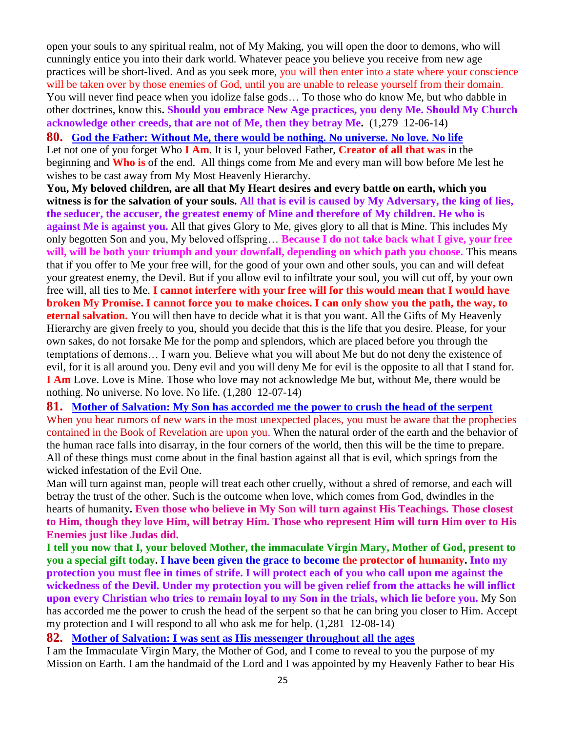open your souls to any spiritual realm, not of My Making, you will open the door to demons, who will cunningly entice you into their dark world. Whatever peace you believe you receive from new age practices will be short-lived. And as you seek more, you will then enter into a state where your conscience will be taken over by those enemies of God, until you are unable to release yourself from their domain. You will never find peace when you idolize false gods… To those who do know Me, but who dabble in other doctrines, know this**. Should you embrace New Age practices, you deny Me. Should My Church acknowledge other creeds, that are not of Me, then they betray Me.** (1,279 12-06-14)

**80. God the Father: Without Me, there would be nothing. No universe. No love. No life**

Let not one of you forget Who **I Am**. It is I, your beloved Father, **Creator of all that was** in the beginning and **Who is** of the end. All things come from Me and every man will bow before Me lest he wishes to be cast away from My Most Heavenly Hierarchy.

**You, My beloved children, are all that My Heart desires and every battle on earth, which you witness is for the salvation of your souls. All that is evil is caused by My Adversary, the king of lies, the seducer, the accuser, the greatest enemy of Mine and therefore of My children. He who is against Me is against you.** All that gives Glory to Me, gives glory to all that is Mine. This includes My only begotten Son and you, My beloved offspring… **Because I do not take back what I give, your free will, will be both your triumph and your downfall, depending on which path you choose.** This means that if you offer to Me your free will, for the good of your own and other souls, you can and will defeat your greatest enemy, the Devil. But if you allow evil to infiltrate your soul, you will cut off, by your own free will, all ties to Me. **I cannot interfere with your free will for this would mean that I would have broken My Promise. I cannot force you to make choices. I can only show you the path, the way, to eternal salvation.** You will then have to decide what it is that you want. All the Gifts of My Heavenly Hierarchy are given freely to you, should you decide that this is the life that you desire. Please, for your own sakes, do not forsake Me for the pomp and splendors, which are placed before you through the temptations of demons… I warn you. Believe what you will about Me but do not deny the existence of evil, for it is all around you. Deny evil and you will deny Me for evil is the opposite to all that I stand for. **I Am** Love. Love is Mine. Those who love may not acknowledge Me but, without Me, there would be nothing. No universe. No love. No life. (1,280 12-07-14)

**81. Mother of Salvation: My Son has accorded me the power to crush the head of the serpent**

When you hear rumors of new wars in the most unexpected places, you must be aware that the prophecies contained in the Book of Revelation are upon you. When the natural order of the earth and the behavior of the human race falls into disarray, in the four corners of the world, then this will be the time to prepare. All of these things must come about in the final bastion against all that is evil, which springs from the wicked infestation of the Evil One.

Man will turn against man, people will treat each other cruelly, without a shred of remorse, and each will betray the trust of the other. Such is the outcome when love, which comes from God, dwindles in the hearts of humanity**. Even those who believe in My Son will turn against His Teachings. Those closest to Him, though they love Him, will betray Him. Those who represent Him will turn Him over to His Enemies just like Judas did.**

**I tell you now that I, your beloved Mother, the immaculate Virgin Mary, Mother of God, present to you a special gift today. I have been given the grace to become the protector of humanity. Into my protection you must flee in times of strife. I will protect each of you who call upon me against the wickedness of the Devil. Under my protection you will be given relief from the attacks he will inflict upon every Christian who tries to remain loyal to my Son in the trials, which lie before you.** My Son has accorded me the power to crush the head of the serpent so that he can bring you closer to Him. Accept my protection and I will respond to all who ask me for help. (1,281 12-08-14)

**82. Mother of Salvation: I was sent as His messenger throughout all the ages**

I am the Immaculate Virgin Mary, the Mother of God, and I come to reveal to you the purpose of my Mission on Earth. I am the handmaid of the Lord and I was appointed by my Heavenly Father to bear His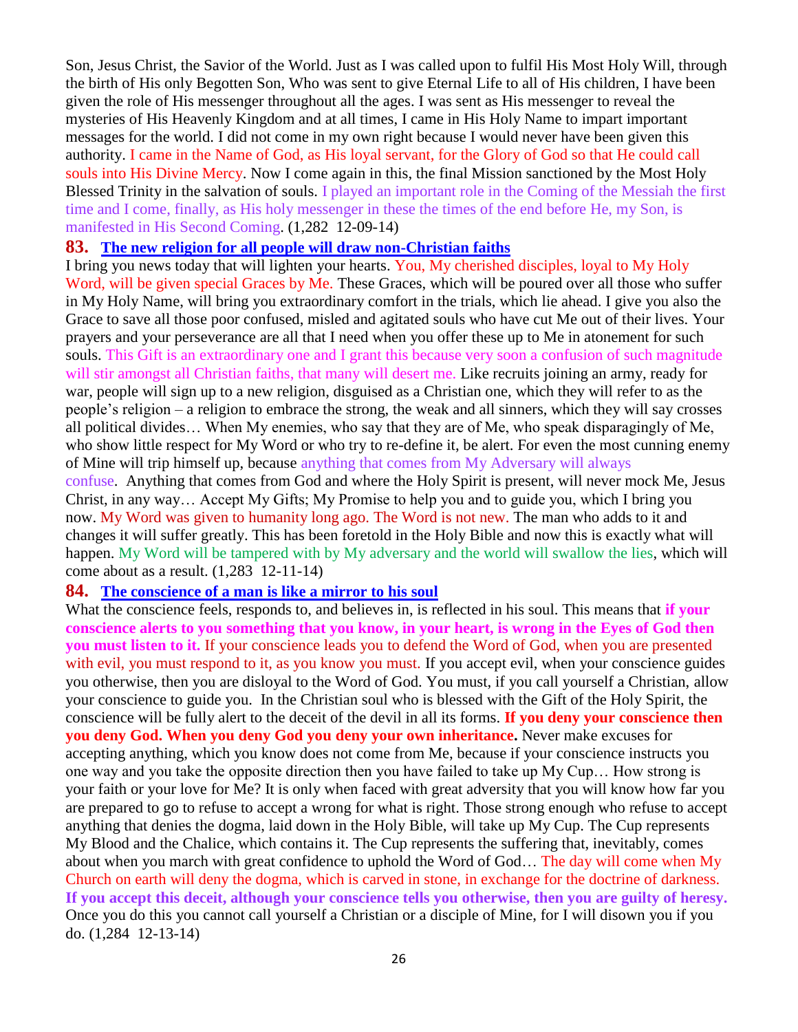Son, Jesus Christ, the Savior of the World. Just as I was called upon to fulfil His Most Holy Will, through the birth of His only Begotten Son, Who was sent to give Eternal Life to all of His children, I have been given the role of His messenger throughout all the ages. I was sent as His messenger to reveal the mysteries of His Heavenly Kingdom and at all times, I came in His Holy Name to impart important messages for the world. I did not come in my own right because I would never have been given this authority. I came in the Name of God, as His loyal servant, for the Glory of God so that He could call souls into His Divine Mercy. Now I come again in this, the final Mission sanctioned by the Most Holy Blessed Trinity in the salvation of souls. I played an important role in the Coming of the Messiah the first time and I come, finally, as His holy messenger in these the times of the end before He, my Son, is manifested in His Second Coming. (1,282 12-09-14)

## 83. The new religion for all people will draw non-Christian faiths

I bring you news today that will lighten your hearts. You, My cherished disciples, loyal to My Holy Word, will be given special Graces by Me. These Graces, which will be poured over all those who suffer in My Holy Name, will bring you extraordinary comfort in the trials, which lie ahead. I give you also the Grace to save all those poor confused, misled and agitated souls who have cut Me out of their lives. Your prayers and your perseverance are all that I need when you offer these up to Me in atonement for such souls. This Gift is an extraordinary one and I grant this because very soon a confusion of such magnitude will stir amongst all Christian faiths, that many will desert me. Like recruits joining an army, ready for war, people will sign up to a new religion, disguised as a Christian one, which they will refer to as the people's religion – a religion to embrace the strong, the weak and all sinners, which they will say crosses all political divides… When My enemies, who say that they are of Me, who speak disparagingly of Me, who show little respect for My Word or who try to re-define it, be alert. For even the most cunning enemy of Mine will trip himself up, because anything that comes from My Adversary will always confuse. Anything that comes from God and where the Holy Spirit is present, will never mock Me, Jesus Christ, in any way… Accept My Gifts; My Promise to help you and to guide you, which I bring you now. My Word was given to humanity long ago. The Word is not new. The man who adds to it and changes it will suffer greatly. This has been foretold in the Holy Bible and now this is exactly what will happen. My Word will be tampered with by My adversary and the world will swallow the lies, which will come about as a result. (1,283 12-11-14)

## 84. The conscience of a man is like a mirror to his soul

What the conscience feels, responds to, and believes in, is reflected in his soul. This means that **if your conscience alerts to you something that you know, in your heart, is wrong in the Eyes of God then you must listen to it.** If your conscience leads you to defend the Word of God, when you are presented with evil, you must respond to it, as you know you must. If you accept evil, when your conscience guides you otherwise, then you are disloyal to the Word of God. You must, if you call yourself a Christian, allow your conscience to guide you. In the Christian soul who is blessed with the Gift of the Holy Spirit, the conscience will be fully alert to the deceit of the devil in all its forms. **If you deny your conscience then you deny God. When you deny God you deny your own inheritance.** Never make excuses for accepting anything, which you know does not come from Me, because if your conscience instructs you one way and you take the opposite direction then you have failed to take up My Cup… How strong is your faith or your love for Me? It is only when faced with great adversity that you will know how far you are prepared to go to refuse to accept a wrong for what is right. Those strong enough who refuse to accept anything that denies the dogma, laid down in the Holy Bible, will take up My Cup. The Cup represents My Blood and the Chalice, which contains it. The Cup represents the suffering that, inevitably, comes about when you march with great confidence to uphold the Word of God… The day will come when My Church on earth will deny the dogma, which is carved in stone, in exchange for the doctrine of darkness. **If you accept this deceit, although your conscience tells you otherwise, then you are guilty of heresy.** Once you do this you cannot call yourself a Christian or a disciple of Mine, for I will disown you if you do. (1,284 12-13-14)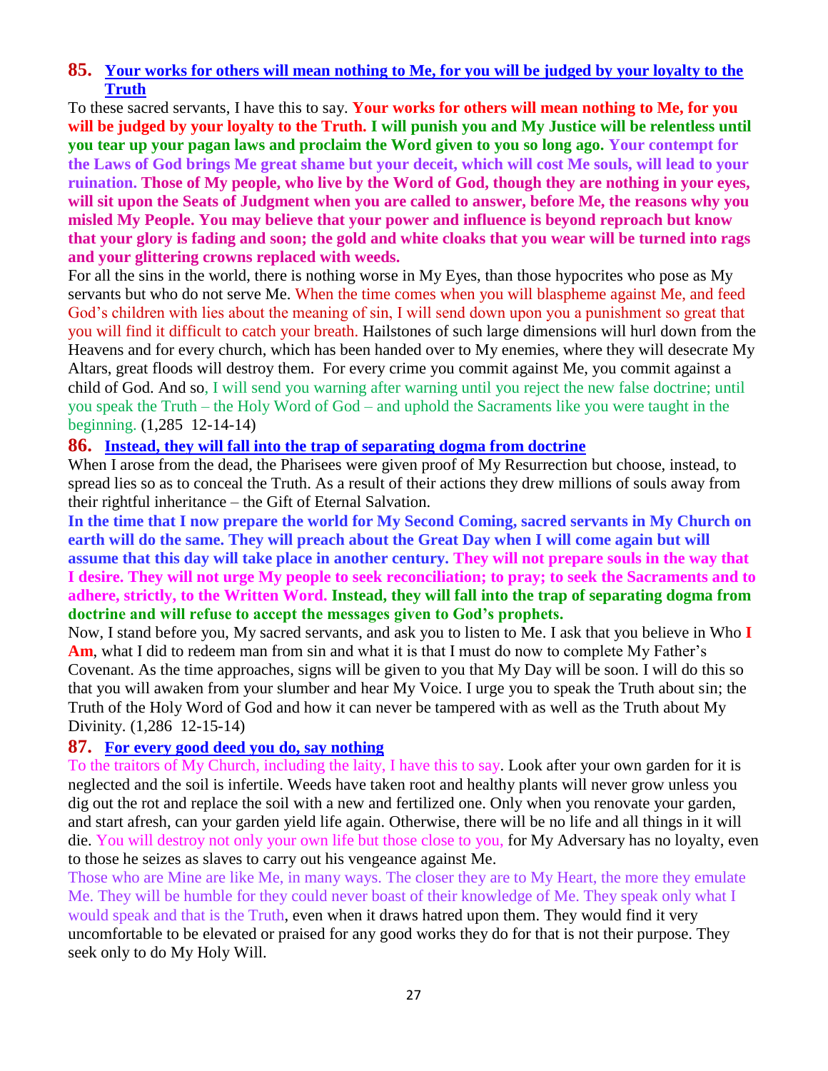### **85. Your works for others will mean nothing to Me, for you will be judged by your loyalty to the Truth**

To these sacred servants, I have this to say. **Your works for others will mean nothing to Me, for you will be judged by your loyalty to the Truth. I will punish you and My Justice will be relentless until you tear up your pagan laws and proclaim the Word given to you so long ago. Your contempt for the Laws of God brings Me great shame but your deceit, which will cost Me souls, will lead to your ruination. Those of My people, who live by the Word of God, though they are nothing in your eyes, will sit upon the Seats of Judgment when you are called to answer, before Me, the reasons why you misled My People. You may believe that your power and influence is beyond reproach but know that your glory is fading and soon; the gold and white cloaks that you wear will be turned into rags and your glittering crowns replaced with weeds.**

For all the sins in the world, there is nothing worse in My Eyes, than those hypocrites who pose as My servants but who do not serve Me. When the time comes when you will blaspheme against Me, and feed God's children with lies about the meaning of sin, I will send down upon you a punishment so great that you will find it difficult to catch your breath. Hailstones of such large dimensions will hurl down from the Heavens and for every church, which has been handed over to My enemies, where they will desecrate My Altars, great floods will destroy them. For every crime you commit against Me, you commit against a child of God. And so, I will send you warning after warning until you reject the new false doctrine; until you speak the Truth – the Holy Word of God – and uphold the Sacraments like you were taught in the beginning. (1,285 12-14-14)

### **86. Instead, they will fall into the trap of separating dogma from doctrine**

When I arose from the dead, the Pharisees were given proof of My Resurrection but choose, instead, to spread lies so as to conceal the Truth. As a result of their actions they drew millions of souls away from their rightful inheritance – the Gift of Eternal Salvation.

**In the time that I now prepare the world for My Second Coming, sacred servants in My Church on earth will do the same. They will preach about the Great Day when I will come again but will assume that this day will take place in another century. They will not prepare souls in the way that I desire. They will not urge My people to seek reconciliation; to pray; to seek the Sacraments and to adhere, strictly, to the Written Word. Instead, they will fall into the trap of separating dogma from doctrine and will refuse to accept the messages given to God's prophets.**

Now, I stand before you, My sacred servants, and ask you to listen to Me. I ask that you believe in Who **I Am**, what I did to redeem man from sin and what it is that I must do now to complete My Father's Covenant. As the time approaches, signs will be given to you that My Day will be soon. I will do this so that you will awaken from your slumber and hear My Voice. I urge you to speak the Truth about sin; the Truth of the Holy Word of God and how it can never be tampered with as well as the Truth about My Divinity. (1,286 12-15-14)

### **87. For every good deed you do, say nothing**

To the traitors of My Church, including the laity, I have this to say. Look after your own garden for it is neglected and the soil is infertile. Weeds have taken root and healthy plants will never grow unless you dig out the rot and replace the soil with a new and fertilized one. Only when you renovate your garden, and start afresh, can your garden yield life again. Otherwise, there will be no life and all things in it will die. You will destroy not only your own life but those close to you, for My Adversary has no loyalty, even to those he seizes as slaves to carry out his vengeance against Me.

Those who are Mine are like Me, in many ways. The closer they are to My Heart, the more they emulate Me. They will be humble for they could never boast of their knowledge of Me. They speak only what I would speak and that is the Truth, even when it draws hatred upon them. They would find it very uncomfortable to be elevated or praised for any good works they do for that is not their purpose. They seek only to do My Holy Will.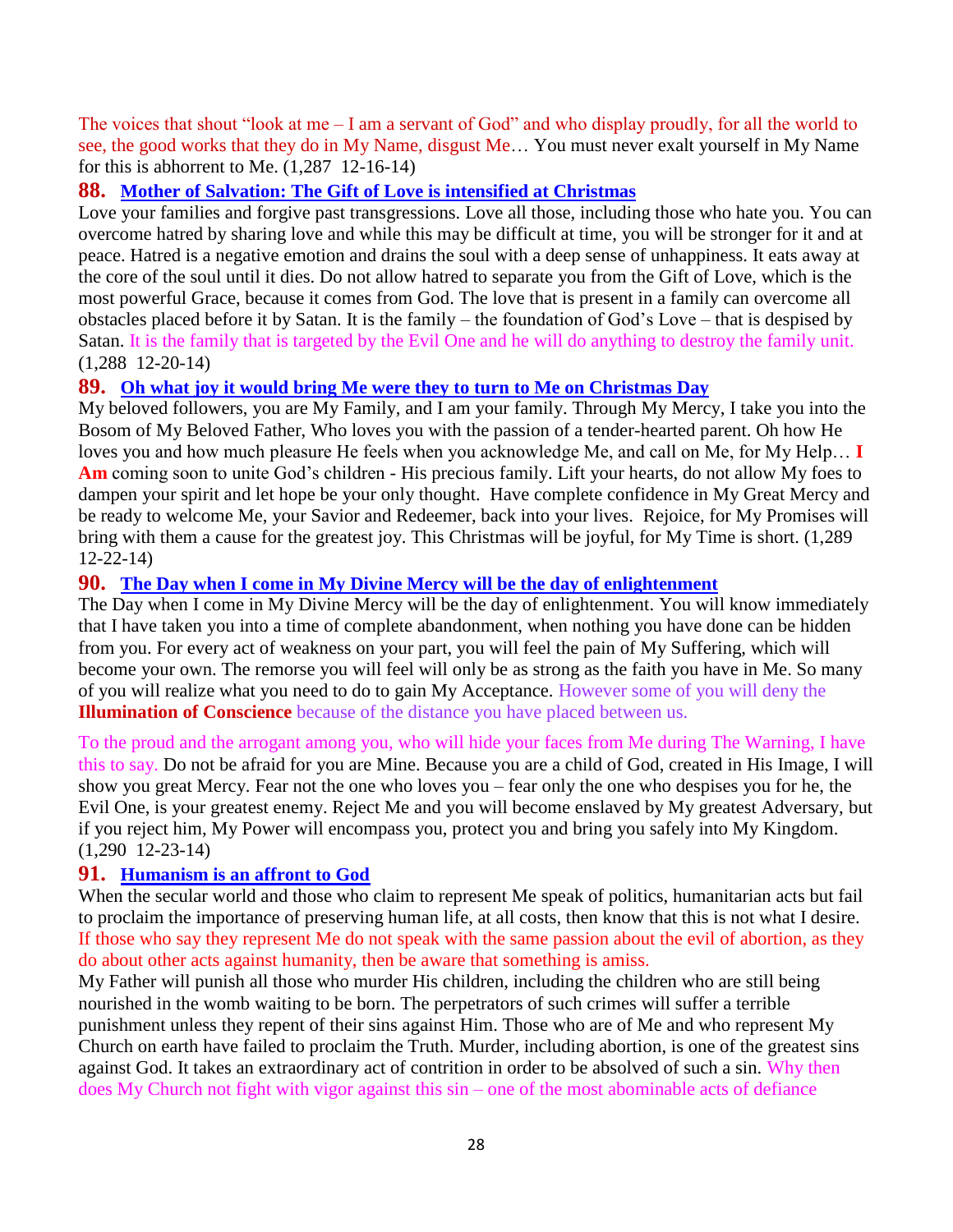The voices that shout "look at me – I am a servant of God" and who display proudly, for all the world to see, the good works that they do in My Name, disgust Me… You must never exalt yourself in My Name for this is abhorrent to Me. (1,287 12-16-14)

## 88. Mother of Salvation: The Gift of Love is intensified at Christmas

Love your families and forgive past transgressions. Love all those, including those who hate you. You can overcome hatred by sharing love and while this may be difficult at time, you will be stronger for it and at peace. Hatred is a negative emotion and drains the soul with a deep sense of unhappiness. It eats away at the core of the soul until it dies. Do not allow hatred to separate you from the Gift of Love, which is the most powerful Grace, because it comes from God. The love that is present in a family can overcome all obstacles placed before it by Satan. It is the family – the foundation of God's Love – that is despised by Satan. It is the family that is targeted by the Evil One and he will do anything to destroy the family unit. (1,288 12-20-14)

## 89. Oh what joy it would bring Me were they to turn to Me on Christmas Day

My beloved followers, you are My Family, and I am your family. Through My Mercy, I take you into the Bosom of My Beloved Father, Who loves you with the passion of a tender-hearted parent. Oh how He loves you and how much pleasure He feels when you acknowledge Me, and call on Me, for My Help… **I Am** coming soon to unite God's children - His precious family. Lift your hearts, do not allow My foes to dampen your spirit and let hope be your only thought. Have complete confidence in My Great Mercy and be ready to welcome Me, your Savior and Redeemer, back into your lives. Rejoice, for My Promises will bring with them a cause for the greatest joy. This Christmas will be joyful, for My Time is short. (1,289 12-22-14)

## 90. The Day when I come in My Divine Mercy will be the day of enlightenment

The Day when I come in My Divine Mercy will be the day of enlightenment. You will know immediately that I have taken you into a time of complete abandonment, when nothing you have done can be hidden from you. For every act of weakness on your part, you will feel the pain of My Suffering, which will become your own. The remorse you will feel will only be as strong as the faith you have in Me. So many of you will realize what you need to do to gain My Acceptance. However some of you will deny the **Illumination of Conscience** because of the distance you have placed between us.

To the proud and the arrogant among you, who will hide your faces from Me during The Warning, I have this to say. Do not be afraid for you are Mine. Because you are a child of God, created in His Image, I will show you great Mercy. Fear not the one who loves you – fear only the one who despises you for he, the Evil One, is your greatest enemy. Reject Me and you will become enslaved by My greatest Adversary, but if you reject him, My Power will encompass you, protect you and bring you safely into My Kingdom. (1,290 12-23-14)

## 91. Humanism is an affront to God

When the secular world and those who claim to represent Me speak of politics, humanitarian acts but fail to proclaim the importance of preserving human life, at all costs, then know that this is not what I desire. If those who say they represent Me do not speak with the same passion about the evil of abortion, as they do about other acts against humanity, then be aware that something is amiss.

My Father will punish all those who murder His children, including the children who are still being nourished in the womb waiting to be born. The perpetrators of such crimes will suffer a terrible punishment unless they repent of their sins against Him. Those who are of Me and who represent My Church on earth have failed to proclaim the Truth. Murder, including abortion, is one of the greatest sins against God. It takes an extraordinary act of contrition in order to be absolved of such a sin. Why then does My Church not fight with vigor against this sin – one of the most abominable acts of defiance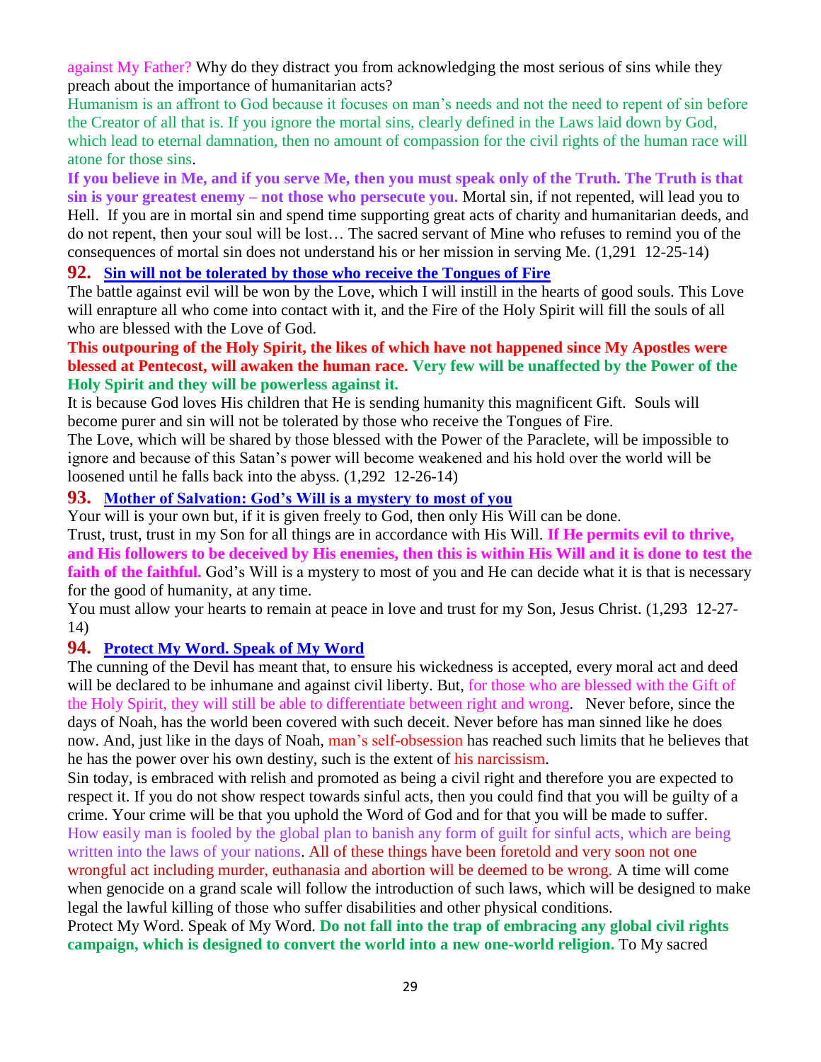against My Father? Why do they distract you from acknowledging the most serious of sins while they preach about the importance of humanitarian acts?

Humanism is an affront to God because it focuses on man's needs and not the need to repent of sin before the Creator of all that is. If you ignore the mortal sins, clearly defined in the Laws laid down by God, which lead to eternal damnation, then no amount of compassion for the civil rights of the human race will atone for those sins.

**If you believe in Me, and if you serve Me, then you must speak only of the Truth. The Truth is that sin is your greatest enemy – not those who persecute you.** Mortal sin, if not repented, will lead you to Hell. If you are in mortal sin and spend time supporting great acts of charity and humanitarian deeds, and do not repent, then your soul will be lost… The sacred servant of Mine who refuses to remind you of the consequences of mortal sin does not understand his or her mission in serving Me. (1,291 12-25-14)

## 92. Sin will not be tolerated by those who receive the Tongues of Fire

The battle against evil will be won by the Love, which I will instill in the hearts of good souls. This Love will enrapture all who come into contact with it, and the Fire of the Holy Spirit will fill the souls of all who are blessed with the Love of God.

**This outpouring of the Holy Spirit, the likes of which have not happened since My Apostles were blessed at Pentecost, will awaken the human race. Very few will be unaffected by the Power of the Holy Spirit and they will be powerless against it.**

It is because God loves His children that He is sending humanity this magnificent Gift. Souls will become purer and sin will not be tolerated by those who receive the Tongues of Fire.

The Love, which will be shared by those blessed with the Power of the Paraclete, will be impossible to ignore and because of this Satan's power will become weakened and his hold over the world will be loosened until he falls back into the abyss. (1,292 12-26-14)

## 93. Mother of Salvation: God's Will is a mystery to most of you

Your will is your own but, if it is given freely to God, then only His Will can be done.

Trust, trust, trust in my Son for all things are in accordance with His Will. **If He permits evil to thrive, and His followers to be deceived by His enemies, then this is within His Will and it is done to test the faith of the faithful.** God's Will is a mystery to most of you and He can decide what it is that is necessary for the good of humanity, at any time.

You must allow your hearts to remain at peace in love and trust for my Son, Jesus Christ. (1,293 12-27-14)

## 94. Protect My Word. Speak of My Word

The cunning of the Devil has meant that, to ensure his wickedness is accepted, every moral act and deed will be declared to be inhumane and against civil liberty. But, for those who are blessed with the Gift of the Holy Spirit, they will still be able to differentiate between right and wrong. Never before, since the days of Noah, has the world been covered with such deceit. Never before has man sinned like he does now. And, just like in the days of Noah, man's self-obsession has reached such limits that he believes that he has the power over his own destiny, such is the extent of his narcissism.

Sin today, is embraced with relish and promoted as being a civil right and therefore you are expected to respect it. If you do not show respect towards sinful acts, then you could find that you will be guilty of a crime. Your crime will be that you uphold the Word of God and for that you will be made to suffer.

How easily man is fooled by the global plan to banish any form of guilt for sinful acts, which are being written into the laws of your nations. All of these things have been foretold and very soon not one wrongful act including murder, euthanasia and abortion will be deemed to be wrong. A time will come when genocide on a grand scale will follow the introduction of such laws, which will be designed to make legal the lawful killing of those who suffer disabilities and other physical conditions.

Protect My Word. Speak of My Word. **Do not fall into the trap of embracing any global civil rights campaign, which is designed to convert the world into a new one-world religion.** To My sacred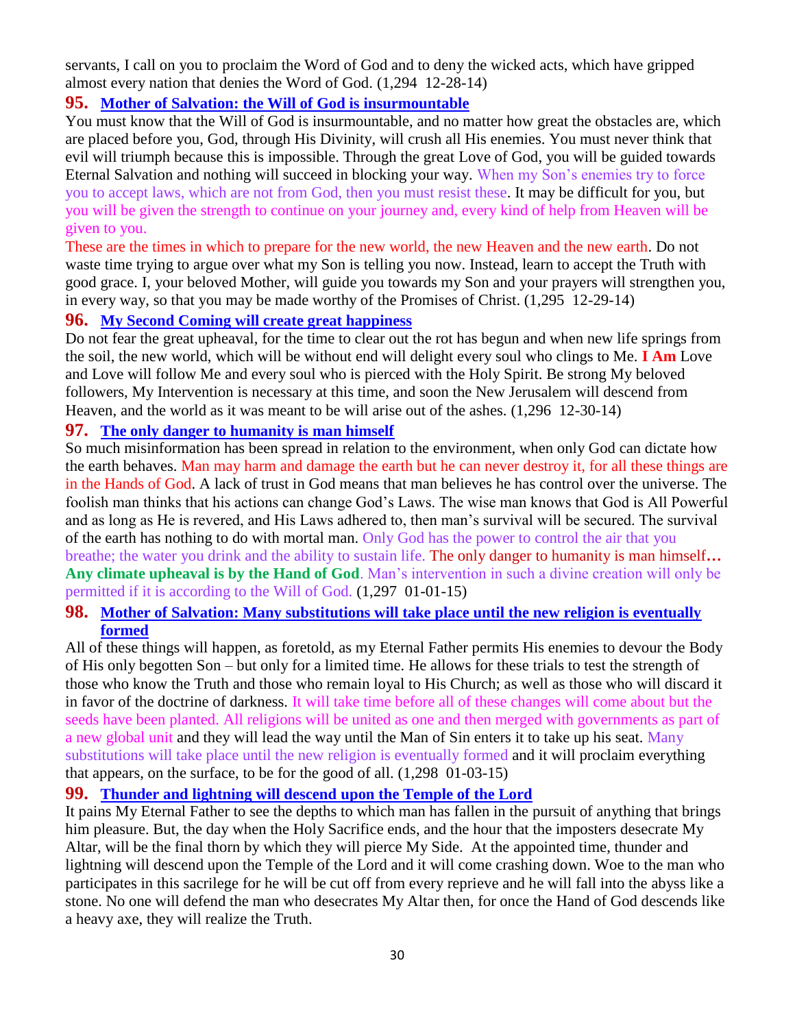servants, I call on you to proclaim the Word of God and to deny the wicked acts, which have gripped almost every nation that denies the Word of God. (1,294 12-28-14)

**95. Mother of Salvation: the Will of God is insurmountable**

You must know that the Will of God is insurmountable, and no matter how great the obstacles are, which are placed before you, God, through His Divinity, will crush all His enemies. You must never think that evil will triumph because this is impossible. Through the great Love of God, you will be guided towards Eternal Salvation and nothing will succeed in blocking your way. When my Son's enemies try to force you to accept laws, which are not from God, then you must resist these. It may be difficult for you, but you will be given the strength to continue on your journey and, every kind of help from Heaven will be given to you.

These are the times in which to prepare for the new world, the new Heaven and the new earth. Do not waste time trying to argue over what my Son is telling you now. Instead, learn to accept the Truth with good grace. I, your beloved Mother, will guide you towards my Son and your prayers will strengthen you, in every way, so that you may be made worthy of the Promises of Christ. (1,295 12-29-14)

**96. My Second Coming will create great happiness**

Do not fear the great upheaval, for the time to clear out the rot has begun and when new life springs from the soil, the new world, which will be without end will delight every soul who clings to Me. **I Am** Love and Love will follow Me and every soul who is pierced with the Holy Spirit. Be strong My beloved followers, My Intervention is necessary at this time, and soon the New Jerusalem will descend from Heaven, and the world as it was meant to be will arise out of the ashes. (1,296 12-30-14)

**97. The only danger to humanity is man himself**

So much misinformation has been spread in relation to the environment, when only God can dictate how the earth behaves. Man may harm and damage the earth but he can never destroy it, for all these things are in the Hands of God. A lack of trust in God means that man believes he has control over the universe. The foolish man thinks that his actions can change God's Laws. The wise man knows that God is All Powerful and as long as He is revered, and His Laws adhered to, then man's survival will be secured. The survival of the earth has nothing to do with mortal man. Only God has the power to control the air that you breathe; the water you drink and the ability to sustain life. The only danger to humanity is man himself**…** **Any climate upheaval is by the Hand of God**. Man's intervention in such a divine creation will only be permitted if it is according to the Will of God. (1,297 01-01-15)

**98. Mother of Salvation: Many substitutions will take place until the new religion is eventually formed**

All of these things will happen, as foretold, as my Eternal Father permits His enemies to devour the Body of His only begotten Son – but only for a limited time. He allows for these trials to test the strength of those who know the Truth and those who remain loyal to His Church; as well as those who will discard it in favor of the doctrine of darkness. It will take time before all of these changes will come about but the seeds have been planted. All religions will be united as one and then merged with governments as part of a new global unit and they will lead the way until the Man of Sin enters it to take up his seat. Many substitutions will take place until the new religion is eventually formed and it will proclaim everything that appears, on the surface, to be for the good of all. (1,298 01-03-15)

**99. Thunder and lightning will descend upon the Temple of the Lord**

It pains My Eternal Father to see the depths to which man has fallen in the pursuit of anything that brings him pleasure. But, the day when the Holy Sacrifice ends, and the hour that the imposters desecrate My Altar, will be the final thorn by which they will pierce My Side. At the appointed time, thunder and lightning will descend upon the Temple of the Lord and it will come crashing down. Woe to the man who participates in this sacrilege for he will be cut off from every reprieve and he will fall into the abyss like a stone. No one will defend the man who desecrates My Altar then, for once the Hand of God descends like a heavy axe, they will realize the Truth.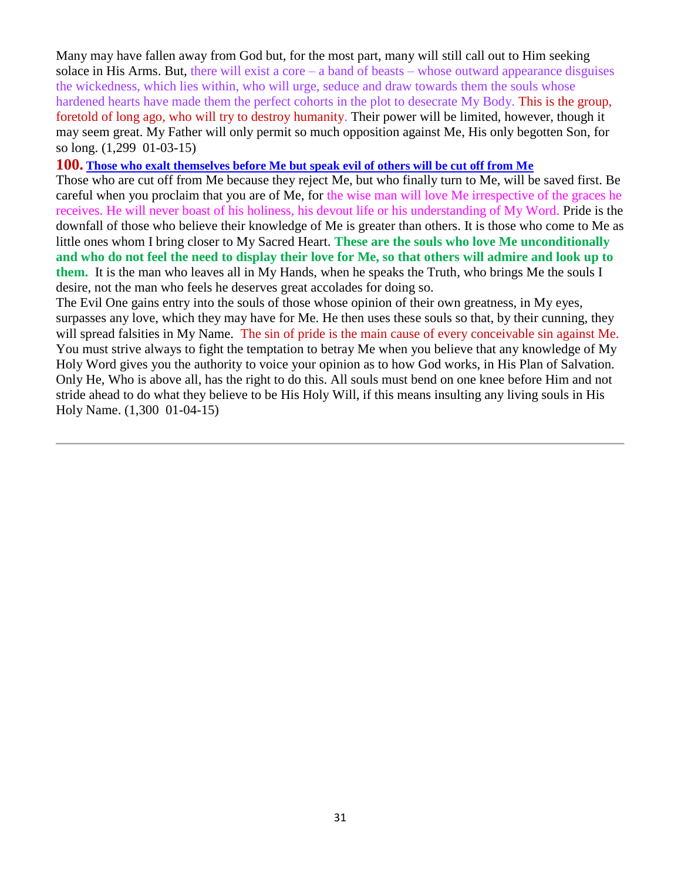Many may have fallen away from God but, for the most part, many will still call out to Him seeking solace in His Arms. But, there will exist a core – a band of beasts – whose outward appearance disguises the wickedness, which lies within, who will urge, seduce and draw towards them the souls whose hardened hearts have made them the perfect cohorts in the plot to desecrate My Body. This is the group, foretold of long ago, who will try to destroy humanity. Their power will be limited, however, though it may seem great. My Father will only permit so much opposition against Me, His only begotten Son, for so long. (1,299 01-03-15)

**100. Those who exalt themselves before Me but speak evil of others will be cut off from Me**

Those who are cut off from Me because they reject Me, but who finally turn to Me, will be saved first. Be careful when you proclaim that you are of Me, for the wise man will love Me irrespective of the graces he receives. He will never boast of his holiness, his devout life or his understanding of My Word. Pride is the downfall of those who believe their knowledge of Me is greater than others. It is those who come to Me as little ones whom I bring closer to My Sacred Heart. **These are the souls who love Me unconditionally and who do not feel the need to display their love for Me, so that others will admire and look up to them.** It is the man who leaves all in My Hands, when he speaks the Truth, who brings Me the souls I desire, not the man who feels he deserves great accolades for doing so.

The Evil One gains entry into the souls of those whose opinion of their own greatness, in My eyes, surpasses any love, which they may have for Me. He then uses these souls so that, by their cunning, they will spread falsities in My Name. The sin of pride is the main cause of every conceivable sin against Me. You must strive always to fight the temptation to betray Me when you believe that any knowledge of My Holy Word gives you the authority to voice your opinion as to how God works, in His Plan of Salvation. Only He, Who is above all, has the right to do this. All souls must bend on one knee before Him and not stride ahead to do what they believe to be His Holy Will, if this means insulting any living souls in His Holy Name. (1,300 01-04-15)

---